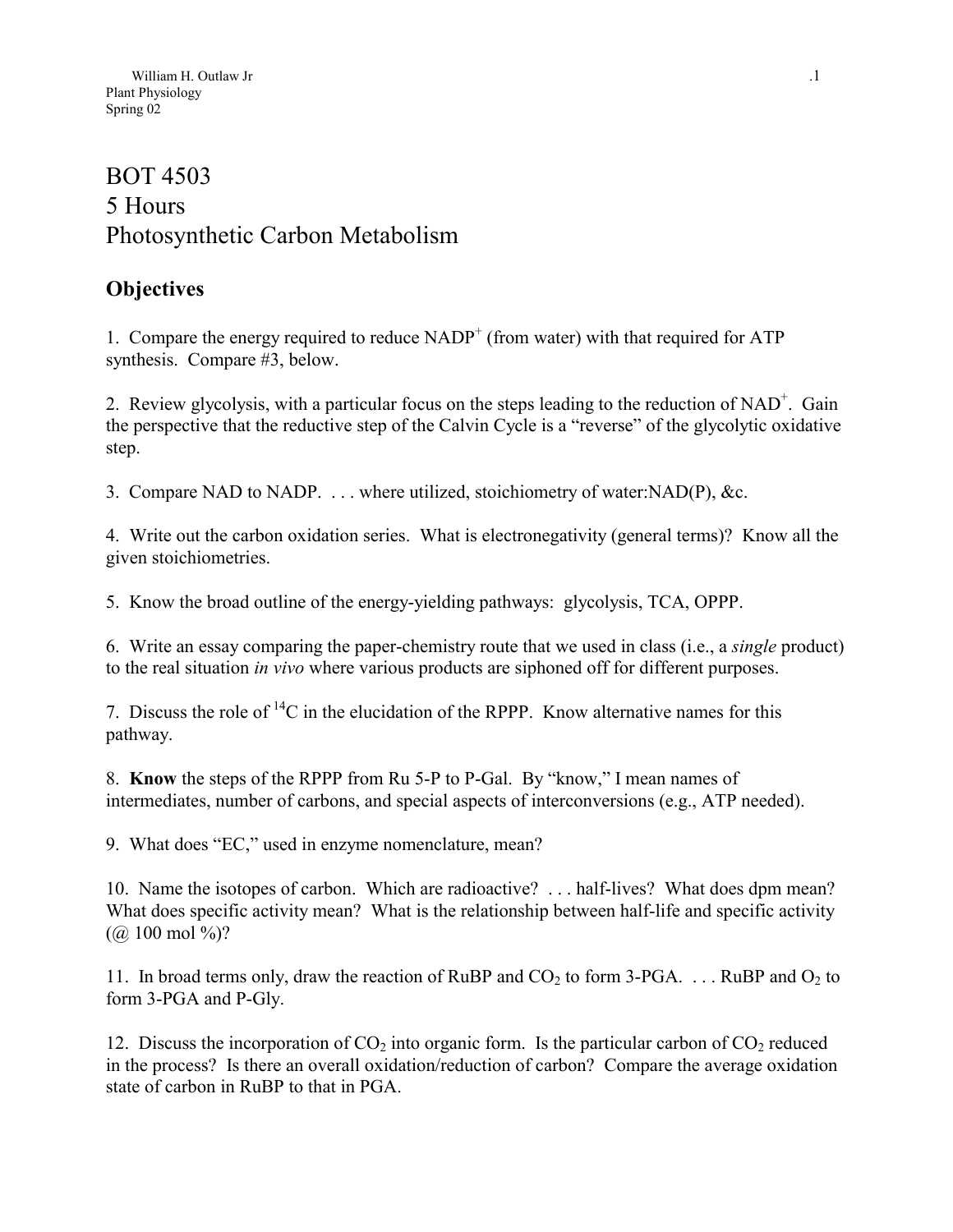William H. Outlaw Jr
Plant Physiology
Spring 02

# BOT 4503
# 5 Hours
# Photosynthetic Carbon Metabolism

## Objectives

1. Compare the energy required to reduce $NADP^+$ (from water) with that required for ATP synthesis. Compare #3, below.

2. Review glycolysis, with a particular focus on the steps leading to the reduction of $NAD^+$. Gain the perspective that the reductive step of the Calvin Cycle is a "reverse" of the glycolytic oxidative step.

3. Compare NAD to NADP. . . . where utilized, stoichiometry of water:NAD(P), &c.

4. Write out the carbon oxidation series. What is electronegativity (general terms)? Know all the given stoichiometries.

5. Know the broad outline of the energy-yielding pathways: glycolysis, TCA, OPPP.

6. Write an essay comparing the paper-chemistry route that we used in class (i.e., a *single* product) to the real situation *in vivo* where various products are siphoned off for different purposes.

7. Discuss the role of $^{14}C$ in the elucidation of the RPPP. Know alternative names for this pathway.

8. **Know** the steps of the RPPP from Ru 5-P to P-Gal. By "know," I mean names of intermediates, number of carbons, and special aspects of interconversions (e.g., ATP needed).

9. What does "EC," used in enzyme nomenclature, mean?

10. Name the isotopes of carbon. Which are radioactive? . . . half-lives? What does dpm mean? What does specific activity mean? What is the relationship between half-life and specific activity (@ 100 mol %)?

11. In broad terms only, draw the reaction of RuBP and $CO_2$ to form 3-PGA. . . . RuBP and $O_2$ to form 3-PGA and P-Gly.

12. Discuss the incorporation of $CO_2$ into organic form. Is the particular carbon of $CO_2$ reduced in the process? Is there an overall oxidation/reduction of carbon? Compare the average oxidation state of carbon in RuBP to that in PGA.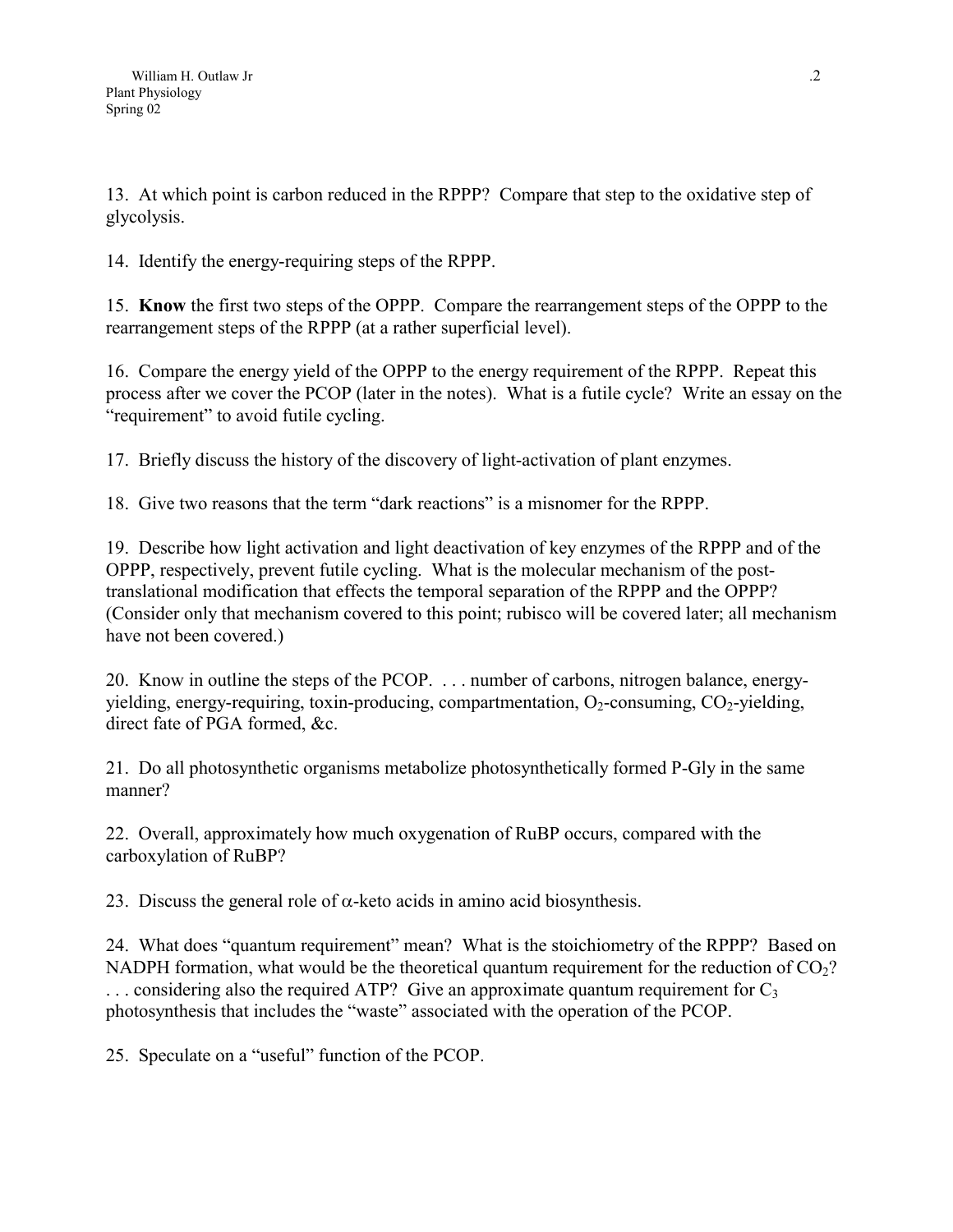13. At which point is carbon reduced in the RPPP? Compare that step to the oxidative step of glycolysis.

14. Identify the energy-requiring steps of the RPPP.

15. **Know** the first two steps of the OPPP. Compare the rearrangement steps of the OPPP to the rearrangement steps of the RPPP (at a rather superficial level).

16. Compare the energy yield of the OPPP to the energy requirement of the RPPP. Repeat this process after we cover the PCOP (later in the notes). What is a futile cycle? Write an essay on the "requirement" to avoid futile cycling.

17. Briefly discuss the history of the discovery of light-activation of plant enzymes.

18. Give two reasons that the term "dark reactions" is a misnomer for the RPPP.

19. Describe how light activation and light deactivation of key enzymes of the RPPP and of the OPPP, respectively, prevent futile cycling. What is the molecular mechanism of the post-translational modification that effects the temporal separation of the RPPP and the OPPP? (Consider only that mechanism covered to this point; rubisco will be covered later; all mechanism have not been covered.)

20. Know in outline the steps of the PCOP. . . . number of carbons, nitrogen balance, energy-yielding, energy-requiring, toxin-producing, compartmentation, $O_2$-consuming, $CO_2$-yielding, direct fate of PGA formed, &c.

21. Do all photosynthetic organisms metabolize photosynthetically formed P-Gly in the same manner?

22. Overall, approximately how much oxygenation of RuBP occurs, compared with the carboxylation of RuBP?

23. Discuss the general role of $\alpha$-keto acids in amino acid biosynthesis.

24. What does "quantum requirement" mean? What is the stoichiometry of the RPPP? Based on NADPH formation, what would be the theoretical quantum requirement for the reduction of $CO_2$? . . . considering also the required ATP? Give an approximate quantum requirement for $C_3$ photosynthesis that includes the "waste" associated with the operation of the PCOP.

25. Speculate on a "useful" function of the PCOP.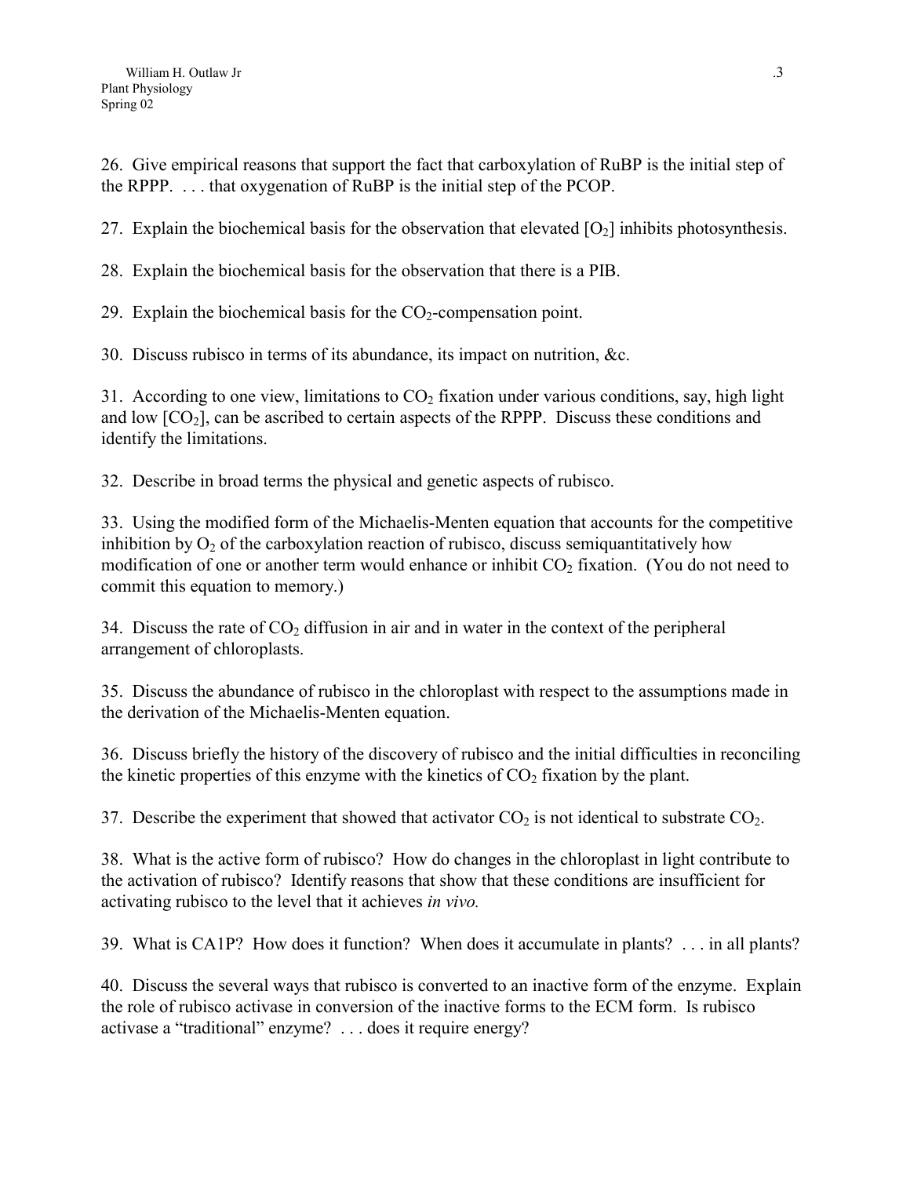26. Give empirical reasons that support the fact that carboxylation of RuBP is the initial step of the RPPP. . . . that oxygenation of RuBP is the initial step of the PCOP.

27. Explain the biochemical basis for the observation that elevated [$O_2$] inhibits photosynthesis.

28. Explain the biochemical basis for the observation that there is a PIB.

29. Explain the biochemical basis for the $CO_2$-compensation point.

30. Discuss rubisco in terms of its abundance, its impact on nutrition, &c.

31. According to one view, limitations to $CO_2$ fixation under various conditions, say, high light and low [$CO_2$], can be ascribed to certain aspects of the RPPP. Discuss these conditions and identify the limitations.

32. Describe in broad terms the physical and genetic aspects of rubisco.

33. Using the modified form of the Michaelis-Menten equation that accounts for the competitive inhibition by $O_2$ of the carboxylation reaction of rubisco, discuss semiquantitatively how modification of one or another term would enhance or inhibit $CO_2$ fixation. (You do not need to commit this equation to memory.)

34. Discuss the rate of $CO_2$ diffusion in air and in water in the context of the peripheral arrangement of chloroplasts.

35. Discuss the abundance of rubisco in the chloroplast with respect to the assumptions made in the derivation of the Michaelis-Menten equation.

36. Discuss briefly the history of the discovery of rubisco and the initial difficulties in reconciling the kinetic properties of this enzyme with the kinetics of $CO_2$ fixation by the plant.

37. Describe the experiment that showed that activator $CO_2$ is not identical to substrate $CO_2$.

38. What is the active form of rubisco? How do changes in the chloroplast in light contribute to the activation of rubisco? Identify reasons that show that these conditions are insufficient for activating rubisco to the level that it achieves *in vivo.*

39. What is CA1P? How does it function? When does it accumulate in plants? . . . in all plants?

40. Discuss the several ways that rubisco is converted to an inactive form of the enzyme. Explain the role of rubisco activase in conversion of the inactive forms to the ECM form. Is rubisco activase a "traditional" enzyme? . . . does it require energy?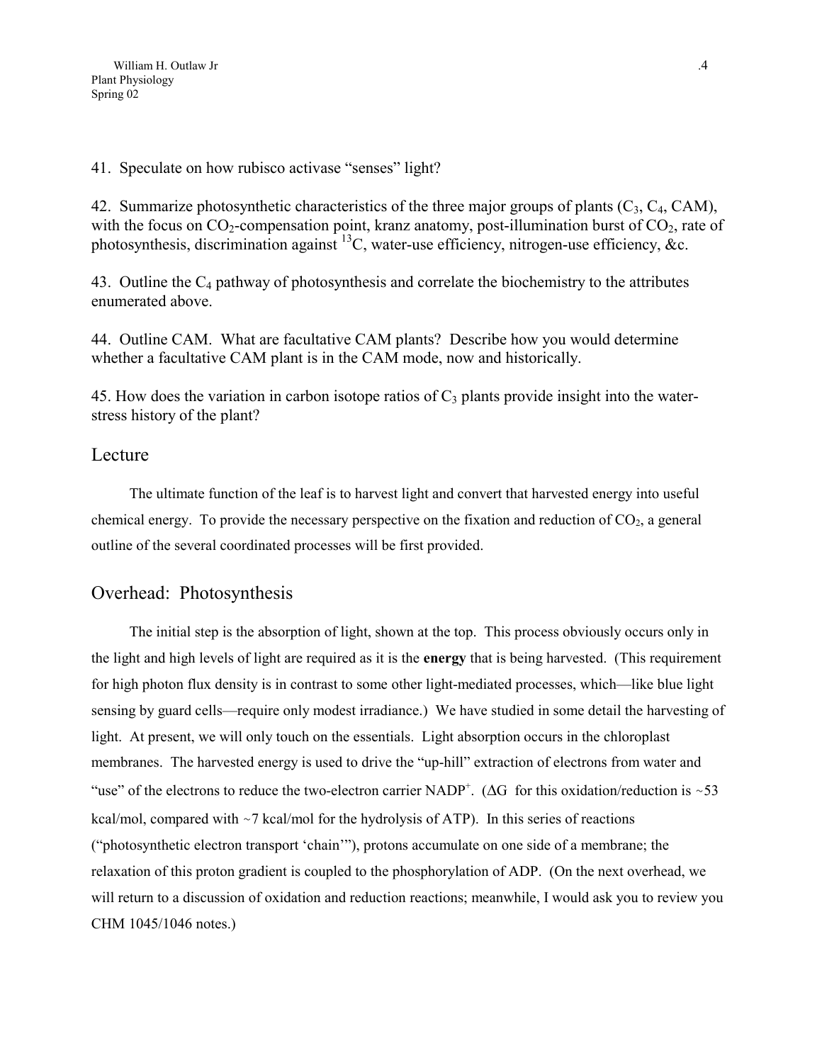41. Speculate on how rubisco activase "senses" light?

42. Summarize photosynthetic characteristics of the three major groups of plants ($C_3$, $C_4$, CAM), with the focus on $CO_2$-compensation point, kranz anatomy, post-illumination burst of $CO_2$, rate of photosynthesis, discrimination against $^{13}C$, water-use efficiency, nitrogen-use efficiency, &c.

43. Outline the $C_4$ pathway of photosynthesis and correlate the biochemistry to the attributes enumerated above.

44. Outline CAM. What are facultative CAM plants? Describe how you would determine whether a facultative CAM plant is in the CAM mode, now and historically.

45. How does the variation in carbon isotope ratios of $C_3$ plants provide insight into the water-stress history of the plant?

## Lecture

The ultimate function of the leaf is to harvest light and convert that harvested energy into useful chemical energy. To provide the necessary perspective on the fixation and reduction of $CO_2$, a general outline of the several coordinated processes will be first provided.

## Overhead: Photosynthesis

The initial step is the absorption of light, shown at the top. This process obviously occurs only in the light and high levels of light are required as it is the **energy** that is being harvested. (This requirement for high photon flux density is in contrast to some other light-mediated processes, which—like blue light sensing by guard cells—require only modest irradiance.) We have studied in some detail the harvesting of light. At present, we will only touch on the essentials. Light absorption occurs in the chloroplast membranes. The harvested energy is used to drive the "up-hill" extraction of electrons from water and "use" of the electrons to reduce the two-electron carrier $NADP^+$. ($\Delta G$ for this oxidation/reduction is ~53 kcal/mol, compared with ~7 kcal/mol for the hydrolysis of ATP). In this series of reactions ("photosynthetic electron transport 'chain'"), protons accumulate on one side of a membrane; the relaxation of this proton gradient is coupled to the phosphorylation of ADP. (On the next overhead, we will return to a discussion of oxidation and reduction reactions; meanwhile, I would ask you to review you CHM 1045/1046 notes.)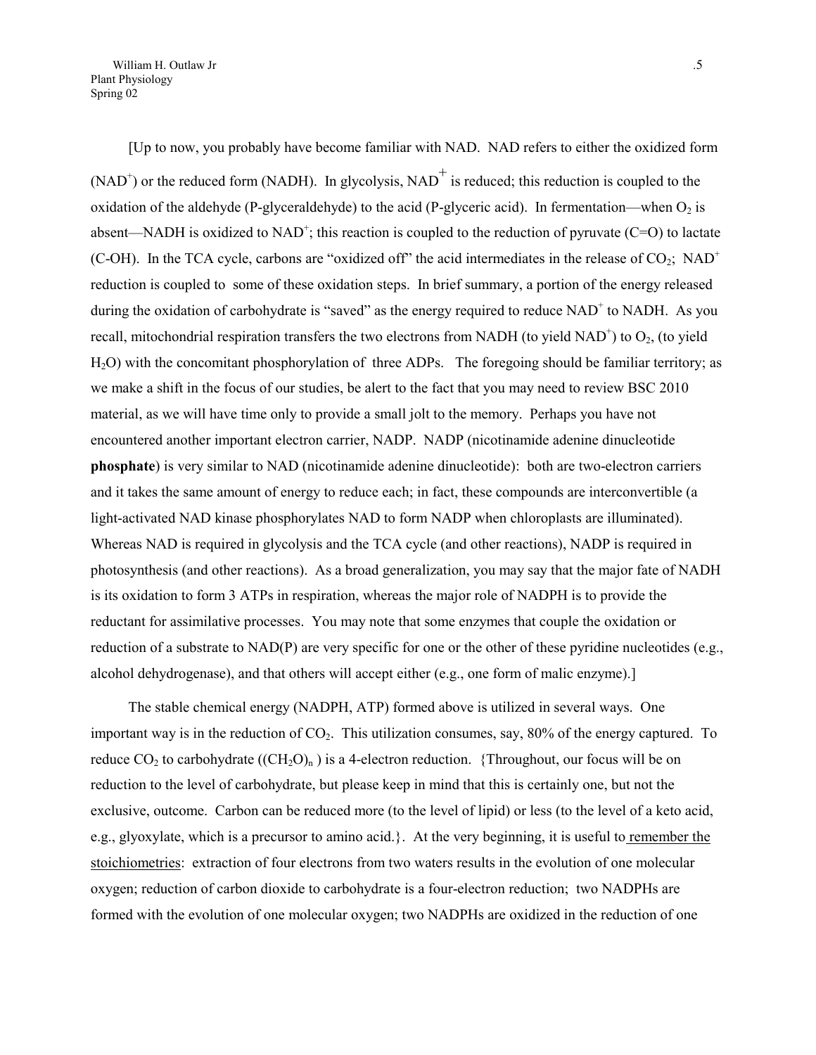[Up to now, you probably have become familiar with NAD. NAD refers to either the oxidized form ($NAD^+$) or the reduced form (NADH). In glycolysis, $NAD^+$ is reduced; this reduction is coupled to the oxidation of the aldehyde (P-glyceraldehyde) to the acid (P-glyceric acid). In fermentation—when $O_2$ is absent—NADH is oxidized to $NAD^+$; this reaction is coupled to the reduction of pyruvate (C=O) to lactate (C-OH). In the TCA cycle, carbons are "oxidized off" the acid intermediates in the release of $CO_2$; $NAD^+$ reduction is coupled to some of these oxidation steps. In brief summary, a portion of the energy released during the oxidation of carbohydrate is "saved" as the energy required to reduce $NAD^+$ to NADH. As you recall, mitochondrial respiration transfers the two electrons from NADH (to yield $NAD^+$) to $O_2$, (to yield $H_2O$) with the concomitant phosphorylation of three ADPs. The foregoing should be familiar territory; as we make a shift in the focus of our studies, be alert to the fact that you may need to review BSC 2010 material, as we will have time only to provide a small jolt to the memory. Perhaps you have not encountered another important electron carrier, NADP. NADP (nicotinamide adenine dinucleotide **phosphate**) is very similar to NAD (nicotinamide adenine dinucleotide): both are two-electron carriers and it takes the same amount of energy to reduce each; in fact, these compounds are interconvertible (a light-activated NAD kinase phosphorylates NAD to form NADP when chloroplasts are illuminated). Whereas NAD is required in glycolysis and the TCA cycle (and other reactions), NADP is required in photosynthesis (and other reactions). As a broad generalization, you may say that the major fate of NADH is its oxidation to form 3 ATPs in respiration, whereas the major role of NADPH is to provide the reductant for assimilative processes. You may note that some enzymes that couple the oxidation or reduction of a substrate to NAD(P) are very specific for one or the other of these pyridine nucleotides (e.g., alcohol dehydrogenase), and that others will accept either (e.g., one form of malic enzyme).]

The stable chemical energy (NADPH, ATP) formed above is utilized in several ways. One important way is in the reduction of $CO_2$. This utilization consumes, say, 80% of the energy captured. To reduce $CO_2$ to carbohydrate ($(CH_2O)_n$ ) is a 4-electron reduction. {Throughout, our focus will be on reduction to the level of carbohydrate, but please keep in mind that this is certainly one, but not the exclusive, outcome. Carbon can be reduced more (to the level of lipid) or less (to the level of a keto acid, e.g., glyoxylate, which is a precursor to amino acid.}. At the very beginning, it is useful to <u>remember the stoichiometries</u>: extraction of four electrons from two waters results in the evolution of one molecular oxygen; reduction of carbon dioxide to carbohydrate is a four-electron reduction; two NADPHs are formed with the evolution of one molecular oxygen; two NADPHs are oxidized in the reduction of one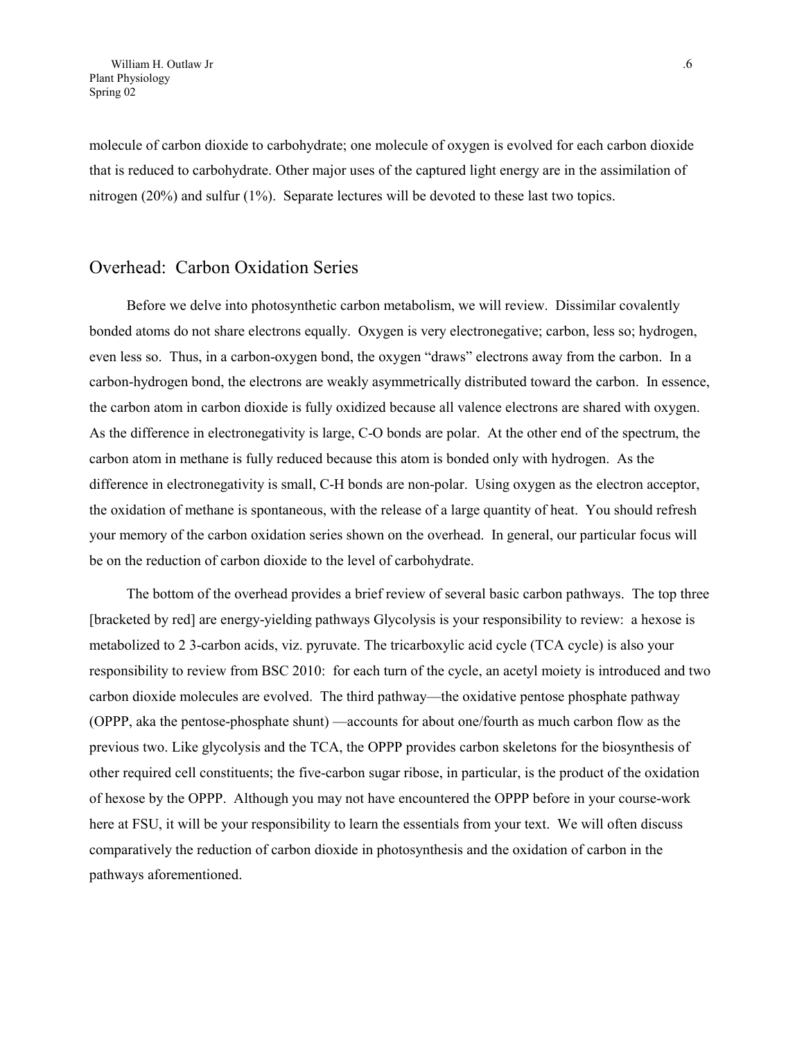molecule of carbon dioxide to carbohydrate; one molecule of oxygen is evolved for each carbon dioxide that is reduced to carbohydrate. Other major uses of the captured light energy are in the assimilation of nitrogen (20%) and sulfur (1%). Separate lectures will be devoted to these last two topics.

## Overhead: Carbon Oxidation Series

Before we delve into photosynthetic carbon metabolism, we will review. Dissimilar covalently bonded atoms do not share electrons equally. Oxygen is very electronegative; carbon, less so; hydrogen, even less so. Thus, in a carbon-oxygen bond, the oxygen "draws" electrons away from the carbon. In a carbon-hydrogen bond, the electrons are weakly asymmetrically distributed toward the carbon. In essence, the carbon atom in carbon dioxide is fully oxidized because all valence electrons are shared with oxygen. As the difference in electronegativity is large, C-O bonds are polar. At the other end of the spectrum, the carbon atom in methane is fully reduced because this atom is bonded only with hydrogen. As the difference in electronegativity is small, C-H bonds are non-polar. Using oxygen as the electron acceptor, the oxidation of methane is spontaneous, with the release of a large quantity of heat. You should refresh your memory of the carbon oxidation series shown on the overhead. In general, our particular focus will be on the reduction of carbon dioxide to the level of carbohydrate.

The bottom of the overhead provides a brief review of several basic carbon pathways. The top three [bracketed by red] are energy-yielding pathways Glycolysis is your responsibility to review: a hexose is metabolized to 2 3-carbon acids, viz. pyruvate. The tricarboxylic acid cycle (TCA cycle) is also your responsibility to review from BSC 2010: for each turn of the cycle, an acetyl moiety is introduced and two carbon dioxide molecules are evolved. The third pathway—the oxidative pentose phosphate pathway (OPPP, aka the pentose-phosphate shunt) —accounts for about one/fourth as much carbon flow as the previous two. Like glycolysis and the TCA, the OPPP provides carbon skeletons for the biosynthesis of other required cell constituents; the five-carbon sugar ribose, in particular, is the product of the oxidation of hexose by the OPPP. Although you may not have encountered the OPPP before in your course-work here at FSU, it will be your responsibility to learn the essentials from your text. We will often discuss comparatively the reduction of carbon dioxide in photosynthesis and the oxidation of carbon in the pathways aforementioned.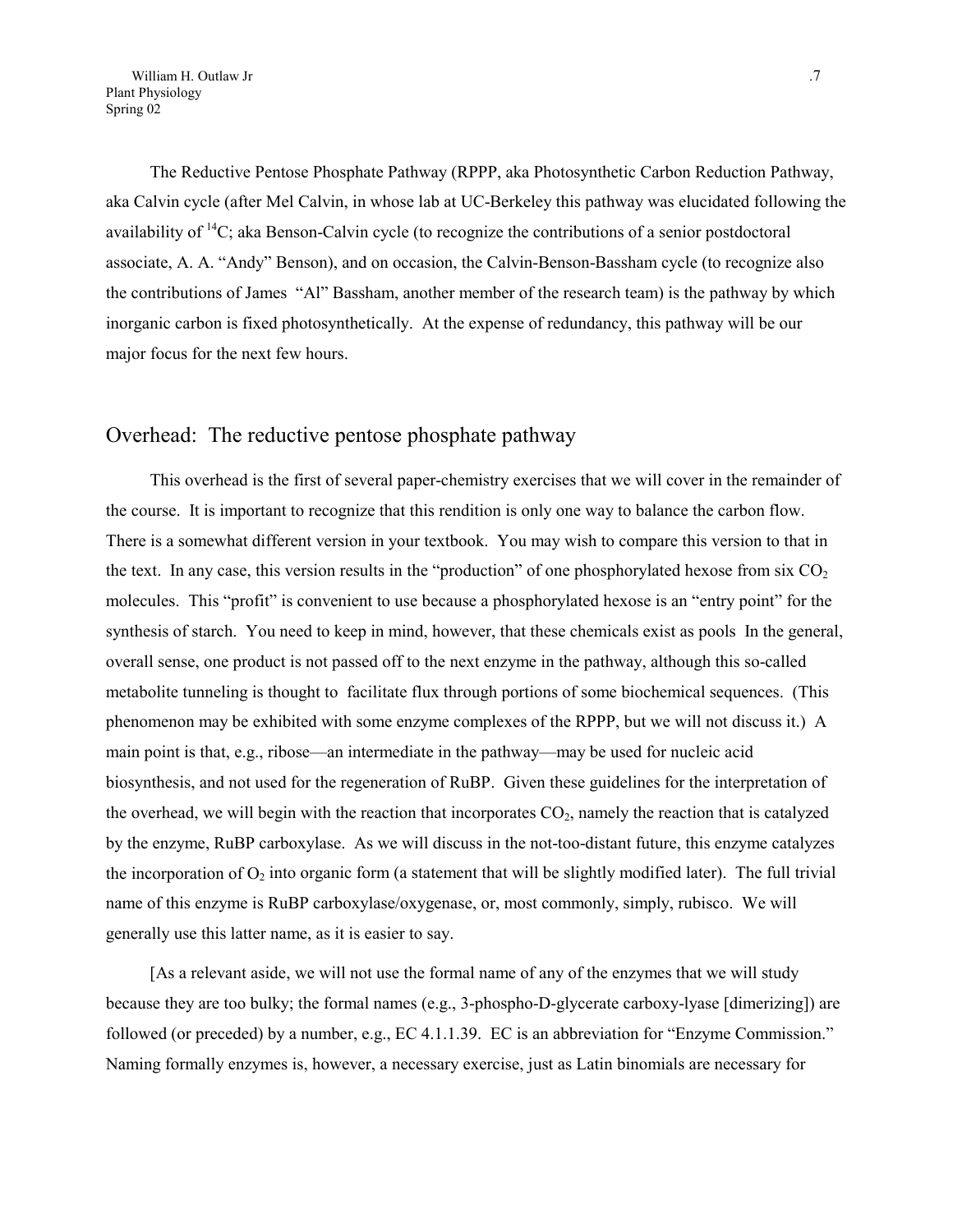The Reductive Pentose Phosphate Pathway (RPPP, aka Photosynthetic Carbon Reduction Pathway, aka Calvin cycle (after Mel Calvin, in whose lab at UC-Berkeley this pathway was elucidated following the availability of $^{14}C$; aka Benson-Calvin cycle (to recognize the contributions of a senior postdoctoral associate, A. A. "Andy" Benson), and on occasion, the Calvin-Benson-Bassham cycle (to recognize also the contributions of James "Al" Bassham, another member of the research team) is the pathway by which inorganic carbon is fixed photosynthetically. At the expense of redundancy, this pathway will be our major focus for the next few hours.

## Overhead: The reductive pentose phosphate pathway

This overhead is the first of several paper-chemistry exercises that we will cover in the remainder of the course. It is important to recognize that this rendition is only one way to balance the carbon flow. There is a somewhat different version in your textbook. You may wish to compare this version to that in the text. In any case, this version results in the "production" of one phosphorylated hexose from six $CO_2$ molecules. This "profit" is convenient to use because a phosphorylated hexose is an "entry point" for the synthesis of starch. You need to keep in mind, however, that these chemicals exist as pools In the general, overall sense, one product is not passed off to the next enzyme in the pathway, although this so-called metabolite tunneling is thought to facilitate flux through portions of some biochemical sequences. (This phenomenon may be exhibited with some enzyme complexes of the RPPP, but we will not discuss it.) A main point is that, e.g., ribose—an intermediate in the pathway—may be used for nucleic acid biosynthesis, and not used for the regeneration of RuBP. Given these guidelines for the interpretation of the overhead, we will begin with the reaction that incorporates $CO_2$, namely the reaction that is catalyzed by the enzyme, RuBP carboxylase. As we will discuss in the not-too-distant future, this enzyme catalyzes the incorporation of $O_2$ into organic form (a statement that will be slightly modified later). The full trivial name of this enzyme is RuBP carboxylase/oxygenase, or, most commonly, simply, rubisco. We will generally use this latter name, as it is easier to say.

[As a relevant aside, we will not use the formal name of any of the enzymes that we will study because they are too bulky; the formal names (e.g., 3-phospho-D-glycerate carboxy-lyase [dimerizing]) are followed (or preceded) by a number, e.g., EC 4.1.1.39. EC is an abbreviation for "Enzyme Commission." Naming formally enzymes is, however, a necessary exercise, just as Latin binomials are necessary for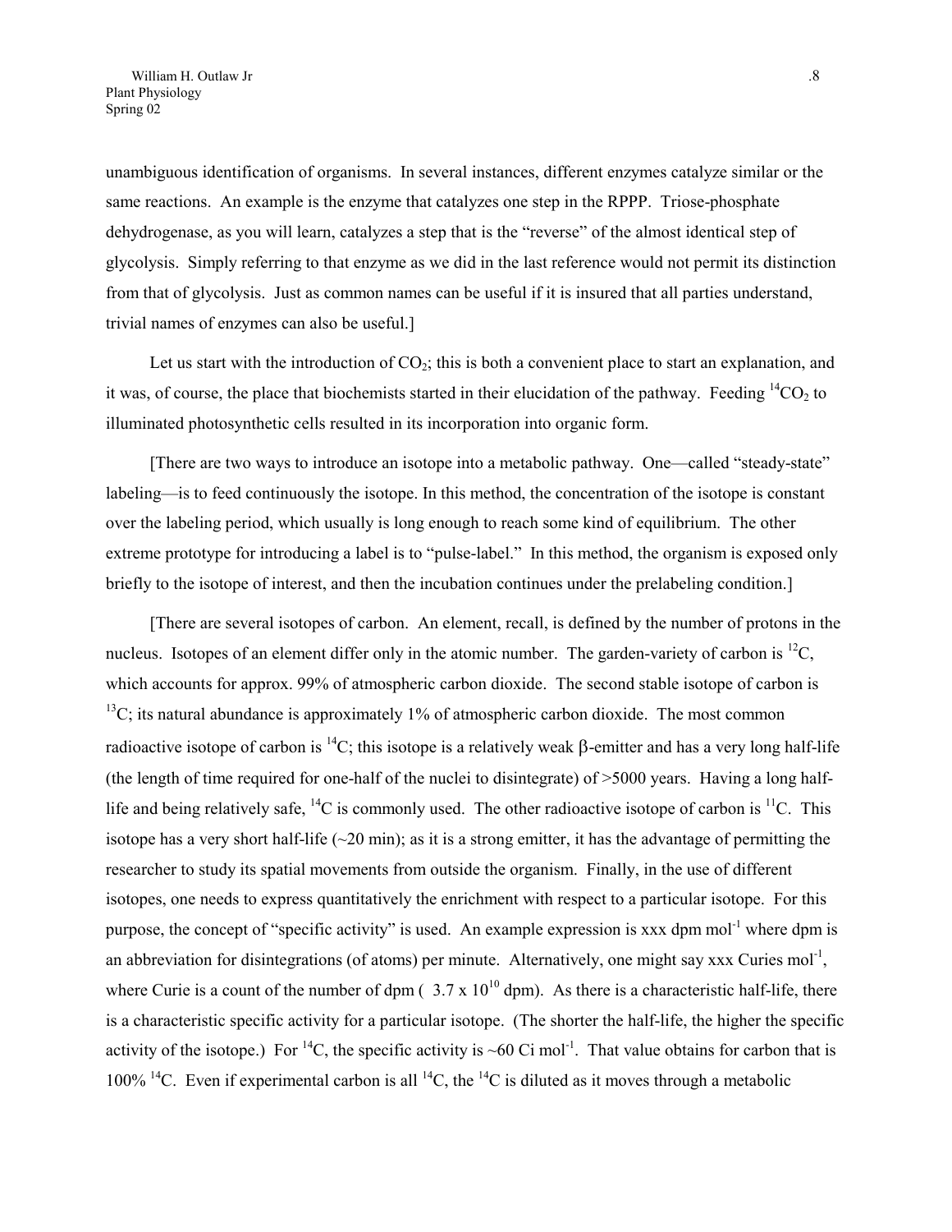unambiguous identification of organisms. In several instances, different enzymes catalyze similar or the same reactions. An example is the enzyme that catalyzes one step in the RPPP. Triose-phosphate dehydrogenase, as you will learn, catalyzes a step that is the "reverse" of the almost identical step of glycolysis. Simply referring to that enzyme as we did in the last reference would not permit its distinction from that of glycolysis. Just as common names can be useful if it is insured that all parties understand, trivial names of enzymes can also be useful.]

Let us start with the introduction of $CO_2$; this is both a convenient place to start an explanation, and it was, of course, the place that biochemists started in their elucidation of the pathway. Feeding $^{14}CO_2$ to illuminated photosynthetic cells resulted in its incorporation into organic form.

[There are two ways to introduce an isotope into a metabolic pathway. One—called "steady-state" labeling—is to feed continuously the isotope. In this method, the concentration of the isotope is constant over the labeling period, which usually is long enough to reach some kind of equilibrium. The other extreme prototype for introducing a label is to "pulse-label." In this method, the organism is exposed only briefly to the isotope of interest, and then the incubation continues under the prelabeling condition.]

[There are several isotopes of carbon. An element, recall, is defined by the number of protons in the nucleus. Isotopes of an element differ only in the atomic number. The garden-variety of carbon is $^{12}C$, which accounts for approx. 99% of atmospheric carbon dioxide. The second stable isotope of carbon is $^{13}C$; its natural abundance is approximately 1% of atmospheric carbon dioxide. The most common radioactive isotope of carbon is $^{14}C$; this isotope is a relatively weak $\beta$-emitter and has a very long half-life (the length of time required for one-half of the nuclei to disintegrate) of >5000 years. Having a long half-life and being relatively safe, $^{14}C$ is commonly used. The other radioactive isotope of carbon is $^{11}C$. This isotope has a very short half-life (~20 min); as it is a strong emitter, it has the advantage of permitting the researcher to study its spatial movements from outside the organism. Finally, in the use of different isotopes, one needs to express quantitatively the enrichment with respect to a particular isotope. For this purpose, the concept of "specific activity" is used. An example expression is xxx dpm $mol^{-1}$ where dpm is an abbreviation for disintegrations (of atoms) per minute. Alternatively, one might say xxx Curies $mol^{-1}$, where Curie is a count of the number of dpm ( $3.7 \times 10^{10}$ dpm). As there is a characteristic half-life, there is a characteristic specific activity for a particular isotope. (The shorter the half-life, the higher the specific activity of the isotope.) For $^{14}C$, the specific activity is ~60 Ci $mol^{-1}$. That value obtains for carbon that is 100% $^{14}C$. Even if experimental carbon is all $^{14}C$, the $^{14}C$ is diluted as it moves through a metabolic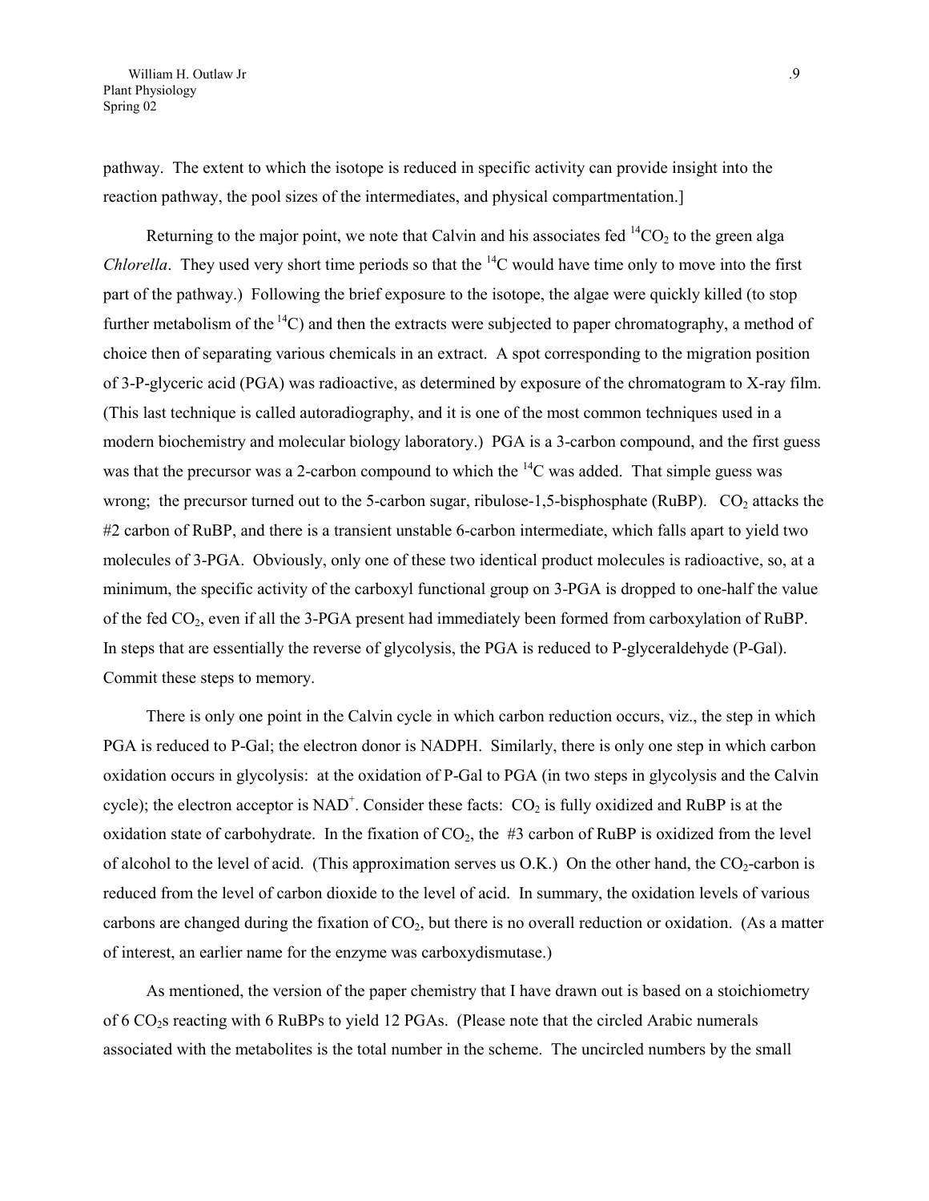pathway. The extent to which the isotope is reduced in specific activity can provide insight into the reaction pathway, the pool sizes of the intermediates, and physical compartmentation.]

Returning to the major point, we note that Calvin and his associates fed $^{14}CO_2$ to the green alga *Chlorella*. They used very short time periods so that the $^{14}C$ would have time only to move into the first part of the pathway.) Following the brief exposure to the isotope, the algae were quickly killed (to stop further metabolism of the $^{14}C$) and then the extracts were subjected to paper chromatography, a method of choice then of separating various chemicals in an extract. A spot corresponding to the migration position of 3-P-glyceric acid (PGA) was radioactive, as determined by exposure of the chromatogram to X-ray film. (This last technique is called autoradiography, and it is one of the most common techniques used in a modern biochemistry and molecular biology laboratory.) PGA is a 3-carbon compound, and the first guess was that the precursor was a 2-carbon compound to which the $^{14}C$ was added. That simple guess was wrong; the precursor turned out to the 5-carbon sugar, ribulose-1,5-bisphosphate (RuBP). $CO_2$ attacks the #2 carbon of RuBP, and there is a transient unstable 6-carbon intermediate, which falls apart to yield two molecules of 3-PGA. Obviously, only one of these two identical product molecules is radioactive, so, at a minimum, the specific activity of the carboxyl functional group on 3-PGA is dropped to one-half the value of the fed $CO_2$, even if all the 3-PGA present had immediately been formed from carboxylation of RuBP. In steps that are essentially the reverse of glycolysis, the PGA is reduced to P-glyceraldehyde (P-Gal). Commit these steps to memory.

There is only one point in the Calvin cycle in which carbon reduction occurs, viz., the step in which PGA is reduced to P-Gal; the electron donor is NADPH. Similarly, there is only one step in which carbon oxidation occurs in glycolysis: at the oxidation of P-Gal to PGA (in two steps in glycolysis and the Calvin cycle); the electron acceptor is $NAD^+$. Consider these facts: $CO_2$ is fully oxidized and RuBP is at the oxidation state of carbohydrate. In the fixation of $CO_2$, the #3 carbon of RuBP is oxidized from the level of alcohol to the level of acid. (This approximation serves us O.K.) On the other hand, the $CO_2$-carbon is reduced from the level of carbon dioxide to the level of acid. In summary, the oxidation levels of various carbons are changed during the fixation of $CO_2$, but there is no overall reduction or oxidation. (As a matter of interest, an earlier name for the enzyme was carboxydismutase.)

As mentioned, the version of the paper chemistry that I have drawn out is based on a stoichiometry of 6 $CO_2$s reacting with 6 RuBPs to yield 12 PGAs. (Please note that the circled Arabic numerals associated with the metabolites is the total number in the scheme. The uncircled numbers by the small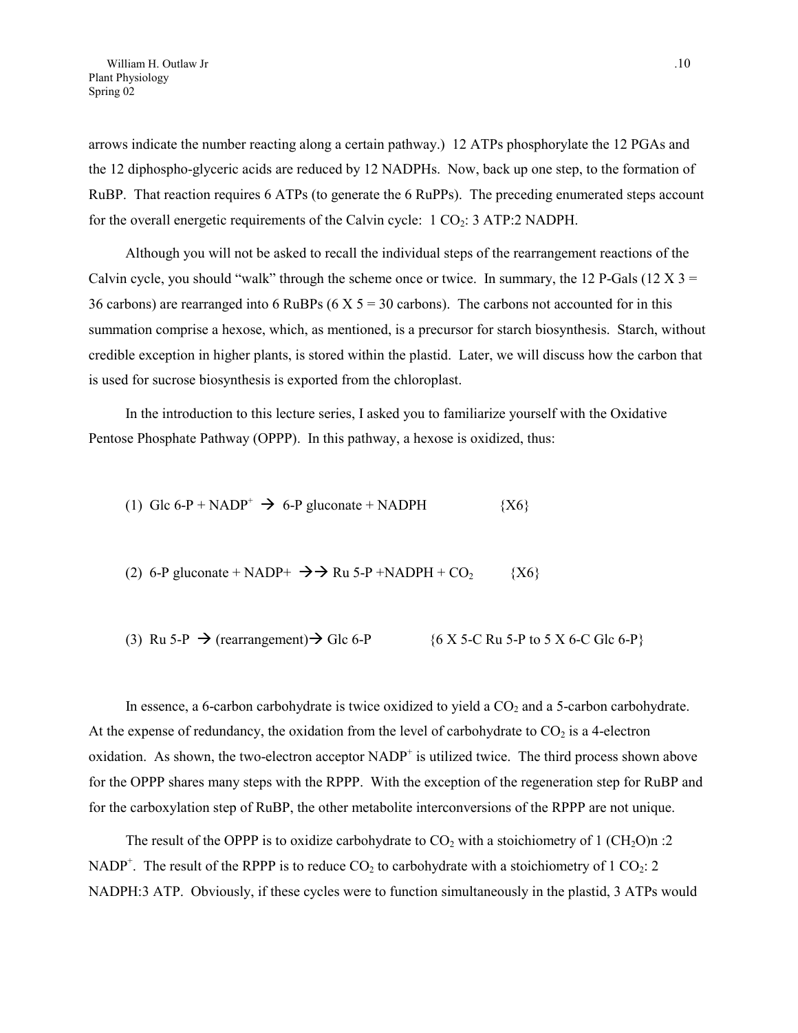arrows indicate the number reacting along a certain pathway.) 12 ATPs phosphorylate the 12 PGAs and the 12 diphospho-glyceric acids are reduced by 12 NADPHs. Now, back up one step, to the formation of RuBP. That reaction requires 6 ATPs (to generate the 6 RuPPs). The preceding enumerated steps account for the overall energetic requirements of the Calvin cycle: 1 $CO_2$: 3 ATP:2 NADPH.

Although you will not be asked to recall the individual steps of the rearrangement reactions of the Calvin cycle, you should "walk" through the scheme once or twice. In summary, the 12 P-Gals (12 X 3 = 36 carbons) are rearranged into 6 RuBPs (6 X 5 = 30 carbons). The carbons not accounted for in this summation comprise a hexose, which, as mentioned, is a precursor for starch biosynthesis. Starch, without credible exception in higher plants, is stored within the plastid. Later, we will discuss how the carbon that is used for sucrose biosynthesis is exported from the chloroplast.

In the introduction to this lecture series, I asked you to familiarize yourself with the Oxidative Pentose Phosphate Pathway (OPPP). In this pathway, a hexose is oxidized, thus:

(1) Glc 6-P + $NADP^+$ → 6-P gluconate + NADPH {X6}

(2) 6-P gluconate + NADP+ →→ Ru 5-P +NADPH + $CO_2$ {X6}

(3) Ru 5-P → (rearrangement)→ Glc 6-P {6 X 5-C Ru 5-P to 5 X 6-C Glc 6-P}

In essence, a 6-carbon carbohydrate is twice oxidized to yield a $CO_2$ and a 5-carbon carbohydrate. At the expense of redundancy, the oxidation from the level of carbohydrate to $CO_2$ is a 4-electron oxidation. As shown, the two-electron acceptor $NADP^+$ is utilized twice. The third process shown above for the OPPP shares many steps with the RPPP. With the exception of the regeneration step for RuBP and for the carboxylation step of RuBP, the other metabolite interconversions of the RPPP are not unique.

The result of the OPPP is to oxidize carbohydrate to $CO_2$ with a stoichiometry of 1 $(CH_2O)n$ :2 $NADP^+$. The result of the RPPP is to reduce $CO_2$ to carbohydrate with a stoichiometry of 1 $CO_2$: 2 NADPH:3 ATP. Obviously, if these cycles were to function simultaneously in the plastid, 3 ATPs would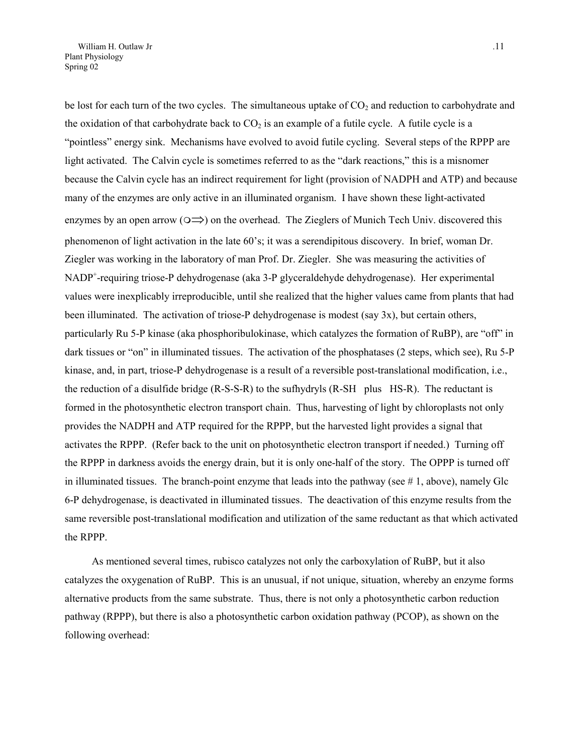be lost for each turn of the two cycles. The simultaneous uptake of $CO_2$ and reduction to carbohydrate and the oxidation of that carbohydrate back to $CO_2$ is an example of a futile cycle. A futile cycle is a "pointless" energy sink. Mechanisms have evolved to avoid futile cycling. Several steps of the RPPP are light activated. The Calvin cycle is sometimes referred to as the "dark reactions," this is a misnomer because the Calvin cycle has an indirect requirement for light (provision of NADPH and ATP) and because many of the enzymes are only active in an illuminated organism. I have shown these light-activated enzymes by an open arrow (○⟹) on the overhead. The Zieglers of Munich Tech Univ. discovered this phenomenon of light activation in the late 60's; it was a serendipitous discovery. In brief, woman Dr. Ziegler was working in the laboratory of man Prof. Dr. Ziegler. She was measuring the activities of $NADP^+$-requiring triose-P dehydrogenase (aka 3-P glyceraldehyde dehydrogenase). Her experimental values were inexplicably irreproducible, until she realized that the higher values came from plants that had been illuminated. The activation of triose-P dehydrogenase is modest (say 3x), but certain others, particularly Ru 5-P kinase (aka phosphoribulokinase, which catalyzes the formation of RuBP), are "off" in dark tissues or "on" in illuminated tissues. The activation of the phosphatases (2 steps, which see), Ru 5-P kinase, and, in part, triose-P dehydrogenase is a result of a reversible post-translational modification, i.e., the reduction of a disulfide bridge (R-S-S-R) to the sufhydryls (R-SH plus HS-R). The reductant is formed in the photosynthetic electron transport chain. Thus, harvesting of light by chloroplasts not only provides the NADPH and ATP required for the RPPP, but the harvested light provides a signal that activates the RPPP. (Refer back to the unit on photosynthetic electron transport if needed.) Turning off the RPPP in darkness avoids the energy drain, but it is only one-half of the story. The OPPP is turned off in illuminated tissues. The branch-point enzyme that leads into the pathway (see # 1, above), namely Glc 6-P dehydrogenase, is deactivated in illuminated tissues. The deactivation of this enzyme results from the same reversible post-translational modification and utilization of the same reductant as that which activated the RPPP.

As mentioned several times, rubisco catalyzes not only the carboxylation of RuBP, but it also catalyzes the oxygenation of RuBP. This is an unusual, if not unique, situation, whereby an enzyme forms alternative products from the same substrate. Thus, there is not only a photosynthetic carbon reduction pathway (RPPP), but there is also a photosynthetic carbon oxidation pathway (PCOP), as shown on the following overhead: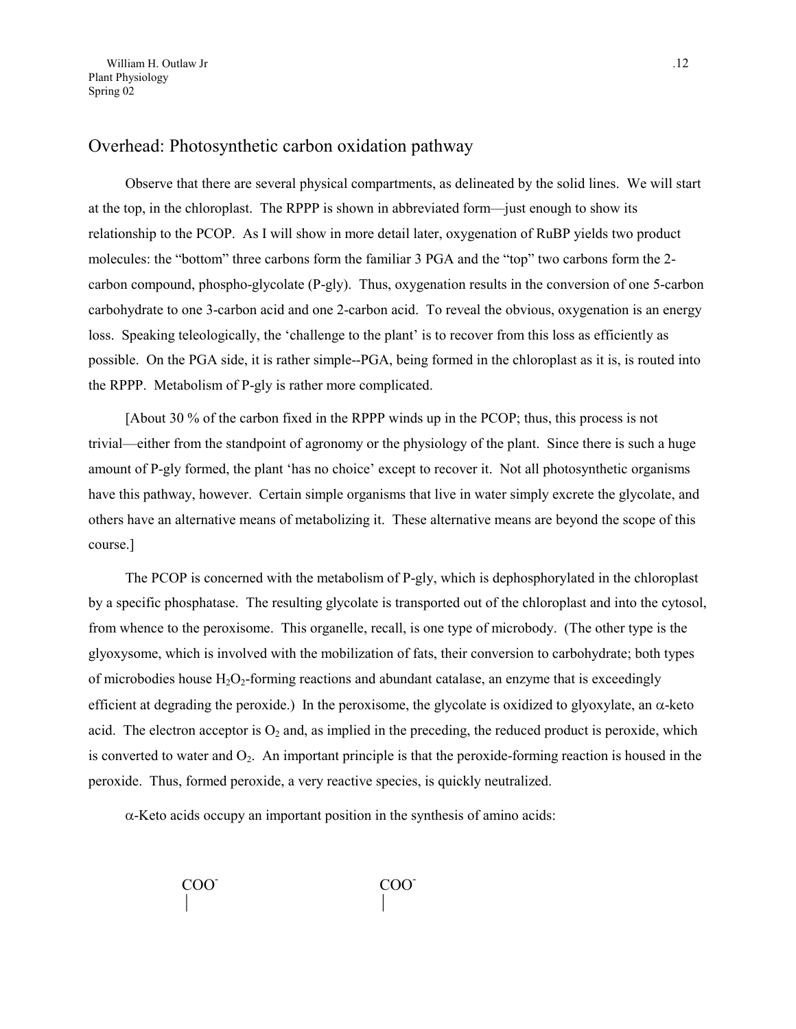## Overhead: Photosynthetic carbon oxidation pathway

Observe that there are several physical compartments, as delineated by the solid lines. We will start at the top, in the chloroplast. The RPPP is shown in abbreviated form—just enough to show its relationship to the PCOP. As I will show in more detail later, oxygenation of RuBP yields two product molecules: the "bottom" three carbons form the familiar 3 PGA and the "top" two carbons form the 2-carbon compound, phospho-glycolate (P-gly). Thus, oxygenation results in the conversion of one 5-carbon carbohydrate to one 3-carbon acid and one 2-carbon acid. To reveal the obvious, oxygenation is an energy loss. Speaking teleologically, the 'challenge to the plant' is to recover from this loss as efficiently as possible. On the PGA side, it is rather simple--PGA, being formed in the chloroplast as it is, is routed into the RPPP. Metabolism of P-gly is rather more complicated.

[About 30 % of the carbon fixed in the RPPP winds up in the PCOP; thus, this process is not trivial—either from the standpoint of agronomy or the physiology of the plant. Since there is such a huge amount of P-gly formed, the plant 'has no choice' except to recover it. Not all photosynthetic organisms have this pathway, however. Certain simple organisms that live in water simply excrete the glycolate, and others have an alternative means of metabolizing it. These alternative means are beyond the scope of this course.]

The PCOP is concerned with the metabolism of P-gly, which is dephosphorylated in the chloroplast by a specific phosphatase. The resulting glycolate is transported out of the chloroplast and into the cytosol, from whence to the peroxisome. This organelle, recall, is one type of microbody. (The other type is the glyoxysome, which is involved with the mobilization of fats, their conversion to carbohydrate; both types of microbodies house $H_2O_2$-forming reactions and abundant catalase, an enzyme that is exceedingly efficient at degrading the peroxide.) In the peroxisome, the glycolate is oxidized to glyoxylate, an $\alpha$-keto acid. The electron acceptor is $O_2$ and, as implied in the preceding, the reduced product is peroxide, which is converted to water and $O_2$. An important principle is that the peroxide-forming reaction is housed in the peroxide. Thus, formed peroxide, a very reactive species, is quickly neutralized.

$\alpha$-Keto acids occupy an important position in the synthesis of amino acids:

```
COO⁻                  COO⁻
 |                     |
```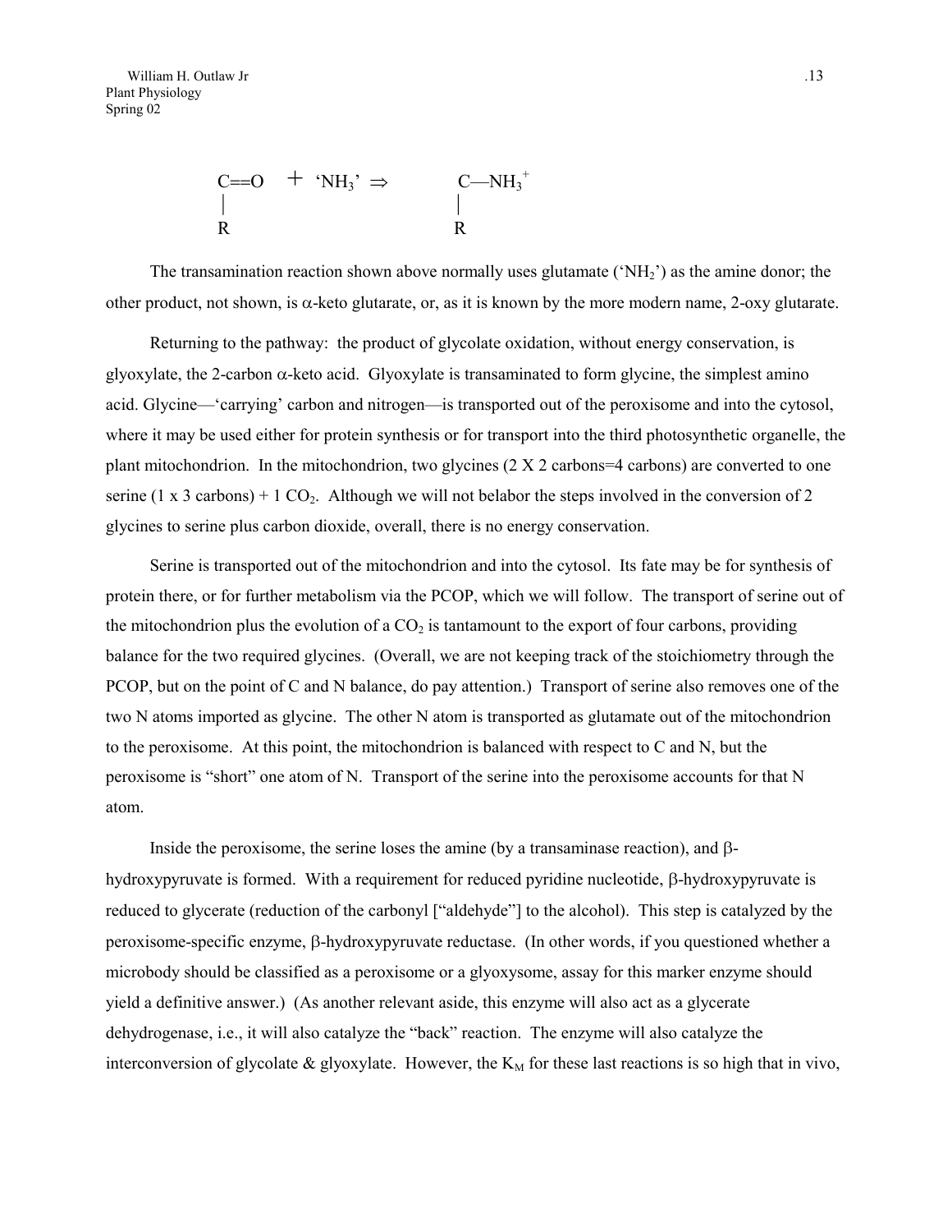$$
\begin{array}{c} C{=}O \\ | \\ R \end{array} + \text{'}NH_3\text{'} \Rightarrow \begin{array}{c} C{-}NH_3^+ \\ | \\ R \end{array}
$$

The transamination reaction shown above normally uses glutamate ('$NH_2$') as the amine donor; the other product, not shown, is α-keto glutarate, or, as it is known by the more modern name, 2-oxy glutarate.

Returning to the pathway: the product of glycolate oxidation, without energy conservation, is glyoxylate, the 2-carbon α-keto acid. Glyoxylate is transaminated to form glycine, the simplest amino acid. Glycine—'carrying' carbon and nitrogen—is transported out of the peroxisome and into the cytosol, where it may be used either for protein synthesis or for transport into the third photosynthetic organelle, the plant mitochondrion. In the mitochondrion, two glycines (2 X 2 carbons=4 carbons) are converted to one serine (1 x 3 carbons) + 1 $CO_2$. Although we will not belabor the steps involved in the conversion of 2 glycines to serine plus carbon dioxide, overall, there is no energy conservation.

Serine is transported out of the mitochondrion and into the cytosol. Its fate may be for synthesis of protein there, or for further metabolism via the PCOP, which we will follow. The transport of serine out of the mitochondrion plus the evolution of a $CO_2$ is tantamount to the export of four carbons, providing balance for the two required glycines. (Overall, we are not keeping track of the stoichiometry through the PCOP, but on the point of C and N balance, do pay attention.) Transport of serine also removes one of the two N atoms imported as glycine. The other N atom is transported as glutamate out of the mitochondrion to the peroxisome. At this point, the mitochondrion is balanced with respect to C and N, but the peroxisome is "short" one atom of N. Transport of the serine into the peroxisome accounts for that N atom.

Inside the peroxisome, the serine loses the amine (by a transaminase reaction), and β-hydroxypyruvate is formed. With a requirement for reduced pyridine nucleotide, β-hydroxypyruvate is reduced to glycerate (reduction of the carbonyl ["aldehyde"] to the alcohol). This step is catalyzed by the peroxisome-specific enzyme, β-hydroxypyruvate reductase. (In other words, if you questioned whether a microbody should be classified as a peroxisome or a glyoxysome, assay for this marker enzyme should yield a definitive answer.) (As another relevant aside, this enzyme will also act as a glycerate dehydrogenase, i.e., it will also catalyze the "back" reaction. The enzyme will also catalyze the interconversion of glycolate & glyoxylate. However, the $K_M$ for these last reactions is so high that in vivo,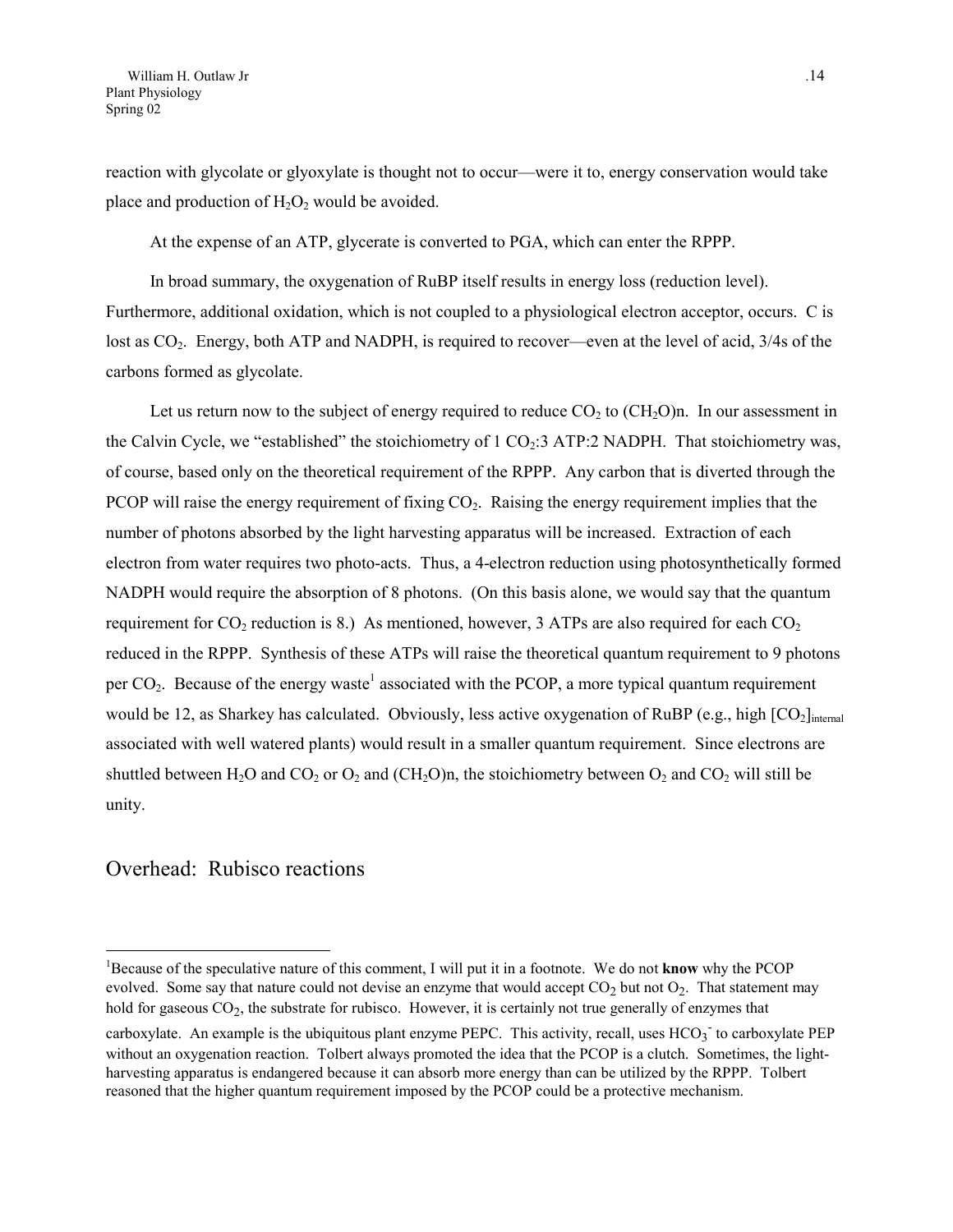reaction with glycolate or glyoxylate is thought not to occur—were it to, energy conservation would take place and production of $H_2O_2$ would be avoided.

At the expense of an ATP, glycerate is converted to PGA, which can enter the RPPP.

In broad summary, the oxygenation of RuBP itself results in energy loss (reduction level). Furthermore, additional oxidation, which is not coupled to a physiological electron acceptor, occurs. C is lost as $CO_2$. Energy, both ATP and NADPH, is required to recover—even at the level of acid, 3/4s of the carbons formed as glycolate.

Let us return now to the subject of energy required to reduce $CO_2$ to $(CH_2O)n$. In our assessment in the Calvin Cycle, we "established" the stoichiometry of 1 $CO_2$:3 ATP:2 NADPH. That stoichiometry was, of course, based only on the theoretical requirement of the RPPP. Any carbon that is diverted through the PCOP will raise the energy requirement of fixing $CO_2$. Raising the energy requirement implies that the number of photons absorbed by the light harvesting apparatus will be increased. Extraction of each electron from water requires two photo-acts. Thus, a 4-electron reduction using photosynthetically formed NADPH would require the absorption of 8 photons. (On this basis alone, we would say that the quantum requirement for $CO_2$ reduction is 8.) As mentioned, however, 3 ATPs are also required for each $CO_2$ reduced in the RPPP. Synthesis of these ATPs will raise the theoretical quantum requirement to 9 photons per $CO_2$. Because of the energy waste[1] associated with the PCOP, a more typical quantum requirement would be 12, as Sharkey has calculated. Obviously, less active oxygenation of RuBP (e.g., high $[CO_2]_{internal}$ associated with well watered plants) would result in a smaller quantum requirement. Since electrons are shuttled between $H_2O$ and $CO_2$ or $O_2$ and $(CH_2O)n$, the stoichiometry between $O_2$ and $CO_2$ will still be unity.

## Overhead: Rubisco reactions

[1]Because of the speculative nature of this comment, I will put it in a footnote. We do not **know** why the PCOP evolved. Some say that nature could not devise an enzyme that would accept $CO_2$ but not $O_2$. That statement may hold for gaseous $CO_2$, the substrate for rubisco. However, it is certainly not true generally of enzymes that carboxylate. An example is the ubiquitous plant enzyme PEPC. This activity, recall, uses $HCO_3^-$ to carboxylate PEP without an oxygenation reaction. Tolbert always promoted the idea that the PCOP is a clutch. Sometimes, the light-harvesting apparatus is endangered because it can absorb more energy than can be utilized by the RPPP. Tolbert reasoned that the higher quantum requirement imposed by the PCOP could be a protective mechanism.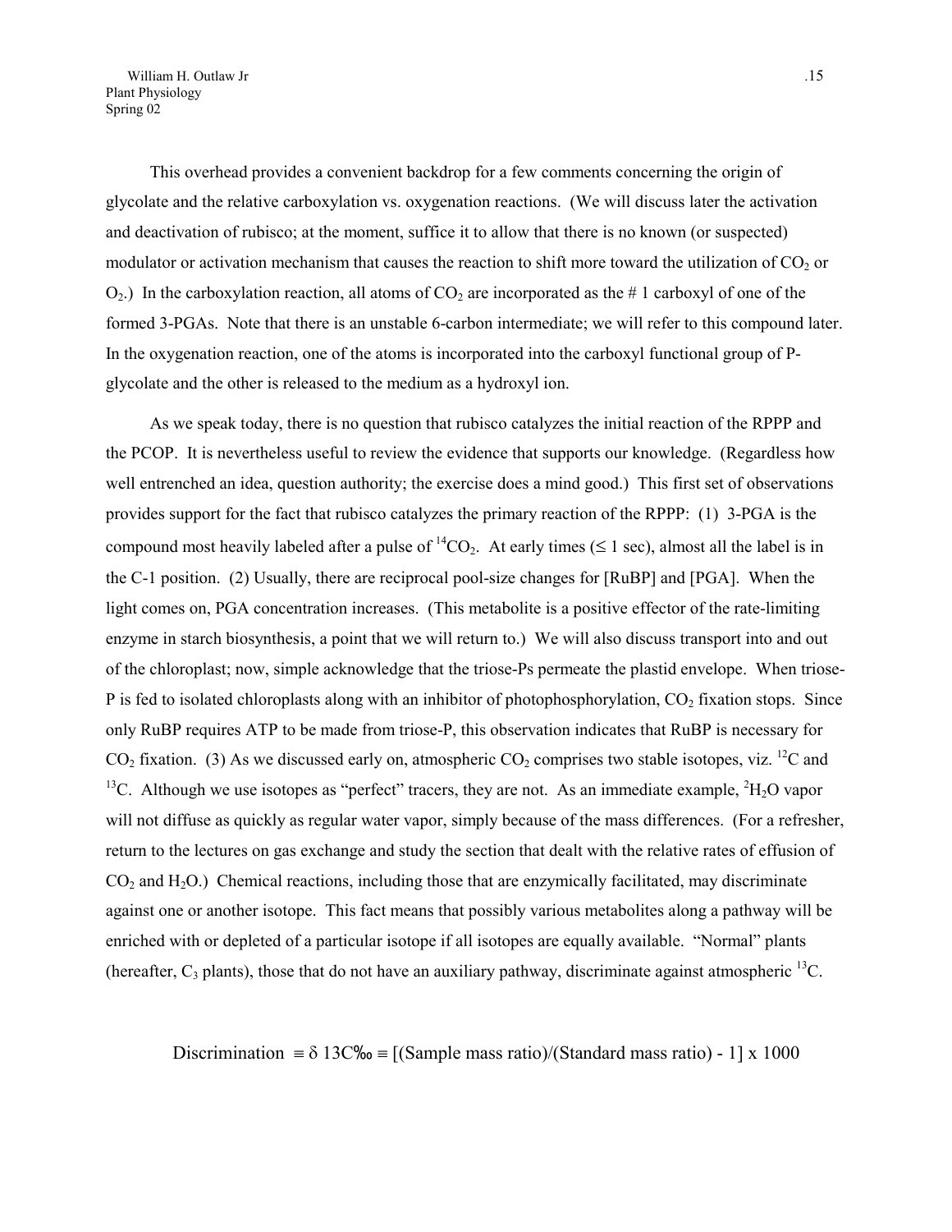This overhead provides a convenient backdrop for a few comments concerning the origin of glycolate and the relative carboxylation vs. oxygenation reactions. (We will discuss later the activation and deactivation of rubisco; at the moment, suffice it to allow that there is no known (or suspected) modulator or activation mechanism that causes the reaction to shift more toward the utilization of $CO_2$ or $O_2$.) In the carboxylation reaction, all atoms of $CO_2$ are incorporated as the # 1 carboxyl of one of the formed 3-PGAs. Note that there is an unstable 6-carbon intermediate; we will refer to this compound later. In the oxygenation reaction, one of the atoms is incorporated into the carboxyl functional group of P-glycolate and the other is released to the medium as a hydroxyl ion.

As we speak today, there is no question that rubisco catalyzes the initial reaction of the RPPP and the PCOP. It is nevertheless useful to review the evidence that supports our knowledge. (Regardless how well entrenched an idea, question authority; the exercise does a mind good.) This first set of observations provides support for the fact that rubisco catalyzes the primary reaction of the RPPP: (1) 3-PGA is the compound most heavily labeled after a pulse of $^{14}CO_2$. At early times ($\leq$ 1 sec), almost all the label is in the C-1 position. (2) Usually, there are reciprocal pool-size changes for [RuBP] and [PGA]. When the light comes on, PGA concentration increases. (This metabolite is a positive effector of the rate-limiting enzyme in starch biosynthesis, a point that we will return to.) We will also discuss transport into and out of the chloroplast; now, simple acknowledge that the triose-Ps permeate the plastid envelope. When triose-P is fed to isolated chloroplasts along with an inhibitor of photophosphorylation, $CO_2$ fixation stops. Since only RuBP requires ATP to be made from triose-P, this observation indicates that RuBP is necessary for $CO_2$ fixation. (3) As we discussed early on, atmospheric $CO_2$ comprises two stable isotopes, viz. $^{12}C$ and $^{13}C$. Although we use isotopes as "perfect" tracers, they are not. As an immediate example, $^2H_2O$ vapor will not diffuse as quickly as regular water vapor, simply because of the mass differences. (For a refresher, return to the lectures on gas exchange and study the section that dealt with the relative rates of effusion of $CO_2$ and $H_2O$.) Chemical reactions, including those that are enzymically facilitated, may discriminate against one or another isotope. This fact means that possibly various metabolites along a pathway will be enriched with or depleted of a particular isotope if all isotopes are equally available. "Normal" plants (hereafter, $C_3$ plants), those that do not have an auxiliary pathway, discriminate against atmospheric $^{13}C$.

$$\text{Discrimination} \equiv \delta\ 13\text{C‰} \equiv [(\text{Sample mass ratio})/(\text{Standard mass ratio}) - 1] \times 1000$$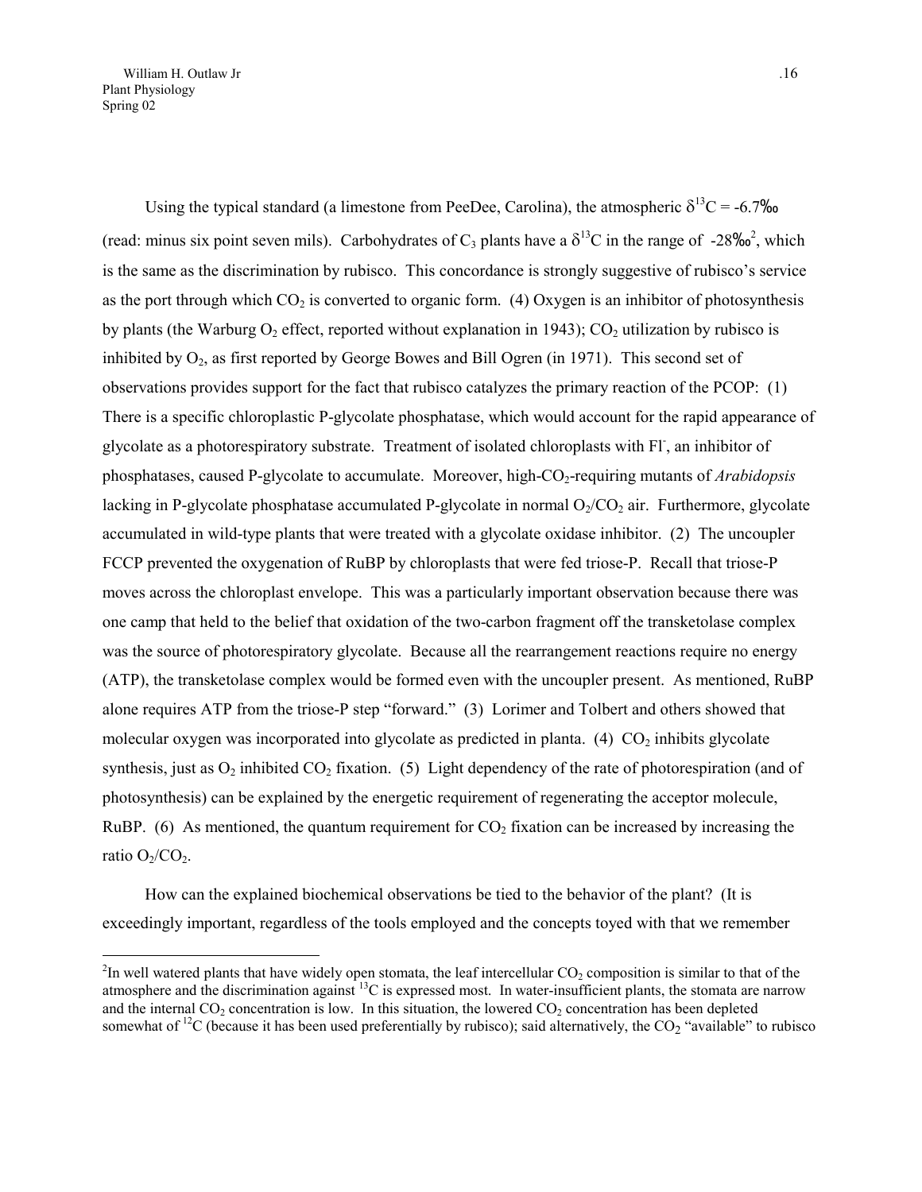Using the typical standard (a limestone from PeeDee, Carolina), the atmospheric $\delta^{13}C$ = -6.7‰ (read: minus six point seven mils). Carbohydrates of $C_3$ plants have a $\delta^{13}C$ in the range of -28‰[2], which is the same as the discrimination by rubisco. This concordance is strongly suggestive of rubisco's service as the port through which $CO_2$ is converted to organic form. (4) Oxygen is an inhibitor of photosynthesis by plants (the Warburg $O_2$ effect, reported without explanation in 1943); $CO_2$ utilization by rubisco is inhibited by $O_2$, as first reported by George Bowes and Bill Ogren (in 1971). This second set of observations provides support for the fact that rubisco catalyzes the primary reaction of the PCOP: (1) There is a specific chloroplastic P-glycolate phosphatase, which would account for the rapid appearance of glycolate as a photorespiratory substrate. Treatment of isolated chloroplasts with $Fl^-$, an inhibitor of phosphatases, caused P-glycolate to accumulate. Moreover, high-$CO_2$-requiring mutants of *Arabidopsis* lacking in P-glycolate phosphatase accumulated P-glycolate in normal $O_2/CO_2$ air. Furthermore, glycolate accumulated in wild-type plants that were treated with a glycolate oxidase inhibitor. (2) The uncoupler FCCP prevented the oxygenation of RuBP by chloroplasts that were fed triose-P. Recall that triose-P moves across the chloroplast envelope. This was a particularly important observation because there was one camp that held to the belief that oxidation of the two-carbon fragment off the transketolase complex was the source of photorespiratory glycolate. Because all the rearrangement reactions require no energy (ATP), the transketolase complex would be formed even with the uncoupler present. As mentioned, RuBP alone requires ATP from the triose-P step "forward." (3) Lorimer and Tolbert and others showed that molecular oxygen was incorporated into glycolate as predicted in planta. (4) $CO_2$ inhibits glycolate synthesis, just as $O_2$ inhibited $CO_2$ fixation. (5) Light dependency of the rate of photorespiration (and of photosynthesis) can be explained by the energetic requirement of regenerating the acceptor molecule, RuBP. (6) As mentioned, the quantum requirement for $CO_2$ fixation can be increased by increasing the ratio $O_2/CO_2$.

How can the explained biochemical observations be tied to the behavior of the plant? (It is exceedingly important, regardless of the tools employed and the concepts toyed with that we remember

---

[2] In well watered plants that have widely open stomata, the leaf intercellular $CO_2$ composition is similar to that of the atmosphere and the discrimination against $^{13}C$ is expressed most. In water-insufficient plants, the stomata are narrow and the internal $CO_2$ concentration is low. In this situation, the lowered $CO_2$ concentration has been depleted somewhat of $^{12}C$ (because it has been used preferentially by rubisco); said alternatively, the $CO_2$ "available" to rubisco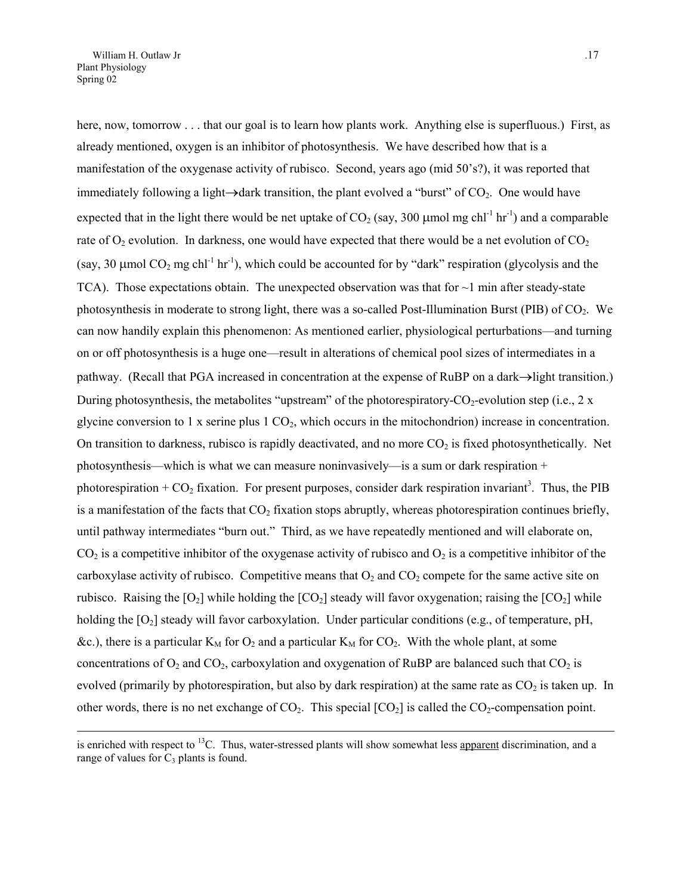here, now, tomorrow . . . that our goal is to learn how plants work. Anything else is superfluous.) First, as already mentioned, oxygen is an inhibitor of photosynthesis. We have described how that is a manifestation of the oxygenase activity of rubisco. Second, years ago (mid 50's?), it was reported that immediately following a light→dark transition, the plant evolved a "burst" of $CO_2$. One would have expected that in the light there would be net uptake of $CO_2$ (say, 300 μmol mg chl$^{-1}$ hr$^{-1}$) and a comparable rate of $O_2$ evolution. In darkness, one would have expected that there would be a net evolution of $CO_2$ (say, 30 μmol $CO_2$ mg chl$^{-1}$ hr$^{-1}$), which could be accounted for by "dark" respiration (glycolysis and the TCA). Those expectations obtain. The unexpected observation was that for ~1 min after steady-state photosynthesis in moderate to strong light, there was a so-called Post-Illumination Burst (PIB) of $CO_2$. We can now handily explain this phenomenon: As mentioned earlier, physiological perturbations—and turning on or off photosynthesis is a huge one—result in alterations of chemical pool sizes of intermediates in a pathway. (Recall that PGA increased in concentration at the expense of RuBP on a dark→light transition.) During photosynthesis, the metabolites "upstream" of the photorespiratory-$CO_2$-evolution step (i.e., 2 x glycine conversion to 1 x serine plus 1 $CO_2$, which occurs in the mitochondrion) increase in concentration. On transition to darkness, rubisco is rapidly deactivated, and no more $CO_2$ is fixed photosynthetically. Net photosynthesis—which is what we can measure noninvasively—is a sum or dark respiration + photorespiration + $CO_2$ fixation. For present purposes, consider dark respiration invariant[3]. Thus, the PIB is a manifestation of the facts that $CO_2$ fixation stops abruptly, whereas photorespiration continues briefly, until pathway intermediates "burn out." Third, as we have repeatedly mentioned and will elaborate on, $CO_2$ is a competitive inhibitor of the oxygenase activity of rubisco and $O_2$ is a competitive inhibitor of the carboxylase activity of rubisco. Competitive means that $O_2$ and $CO_2$ compete for the same active site on rubisco. Raising the $[O_2]$ while holding the $[CO_2]$ steady will favor oxygenation; raising the $[CO_2]$ while holding the $[O_2]$ steady will favor carboxylation. Under particular conditions (e.g., of temperature, pH, &c.), there is a particular $K_M$ for $O_2$ and a particular $K_M$ for $CO_2$. With the whole plant, at some concentrations of $O_2$ and $CO_2$, carboxylation and oxygenation of RuBP are balanced such that $CO_2$ is evolved (primarily by photorespiration, but also by dark respiration) at the same rate as $CO_2$ is taken up. In other words, there is no net exchange of $CO_2$. This special $[CO_2]$ is called the $CO_2$-compensation point.

---

is enriched with respect to $^{13}C$. Thus, water-stressed plants will show somewhat less <u>apparent</u> discrimination, and a range of values for $C_3$ plants is found.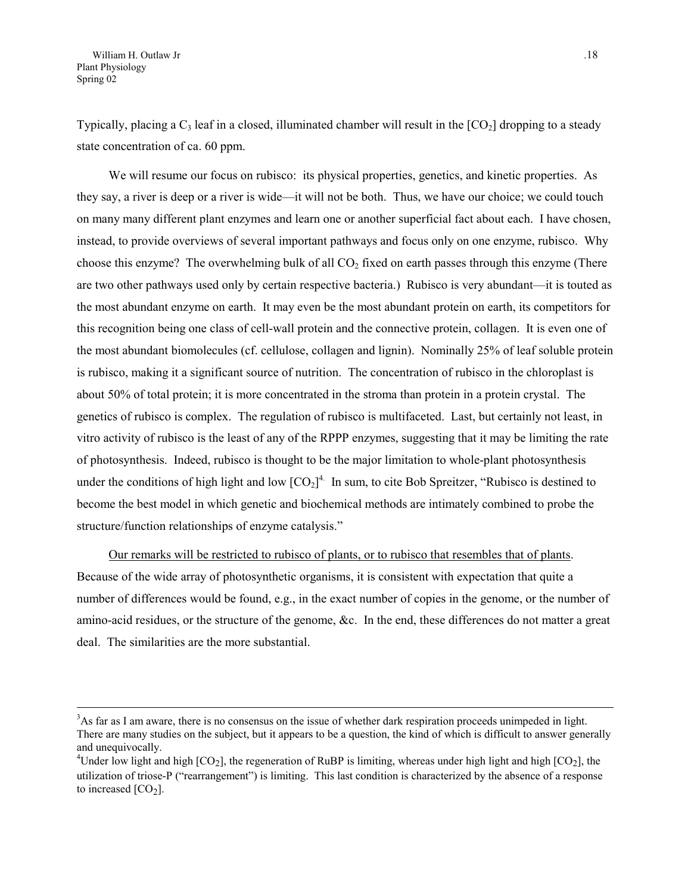Typically, placing a $C_3$ leaf in a closed, illuminated chamber will result in the $[CO_2]$ dropping to a steady state concentration of ca. 60 ppm.

We will resume our focus on rubisco: its physical properties, genetics, and kinetic properties. As they say, a river is deep or a river is wide—it will not be both. Thus, we have our choice; we could touch on many many different plant enzymes and learn one or another superficial fact about each. I have chosen, instead, to provide overviews of several important pathways and focus only on one enzyme, rubisco. Why choose this enzyme? The overwhelming bulk of all $CO_2$ fixed on earth passes through this enzyme (There are two other pathways used only by certain respective bacteria.) Rubisco is very abundant—it is touted as the most abundant enzyme on earth. It may even be the most abundant protein on earth, its competitors for this recognition being one class of cell-wall protein and the connective protein, collagen. It is even one of the most abundant biomolecules (cf. cellulose, collagen and lignin). Nominally 25% of leaf soluble protein is rubisco, making it a significant source of nutrition. The concentration of rubisco in the chloroplast is about 50% of total protein; it is more concentrated in the stroma than protein in a protein crystal. The genetics of rubisco is complex. The regulation of rubisco is multifaceted. Last, but certainly not least, in vitro activity of rubisco is the least of any of the RPPP enzymes, suggesting that it may be limiting the rate of photosynthesis. Indeed, rubisco is thought to be the major limitation to whole-plant photosynthesis under the conditions of high light and low $[CO_2]$[4]. In sum, to cite Bob Spreitzer, "Rubisco is destined to become the best model in which genetic and biochemical methods are intimately combined to probe the structure/function relationships of enzyme catalysis."

<u>Our remarks will be restricted to rubisco of plants, or to rubisco that resembles that of plants</u>. Because of the wide array of photosynthetic organisms, it is consistent with expectation that quite a number of differences would be found, e.g., in the exact number of copies in the genome, or the number of amino-acid residues, or the structure of the genome, &c. In the end, these differences do not matter a great deal. The similarities are the more substantial.

---

[3]As far as I am aware, there is no consensus on the issue of whether dark respiration proceeds unimpeded in light. There are many studies on the subject, but it appears to be a question, the kind of which is difficult to answer generally and unequivocally.

[4]Under low light and high $[CO_2]$, the regeneration of RuBP is limiting, whereas under high light and high $[CO_2]$, the utilization of triose-P ("rearrangement") is limiting. This last condition is characterized by the absence of a response to increased $[CO_2]$.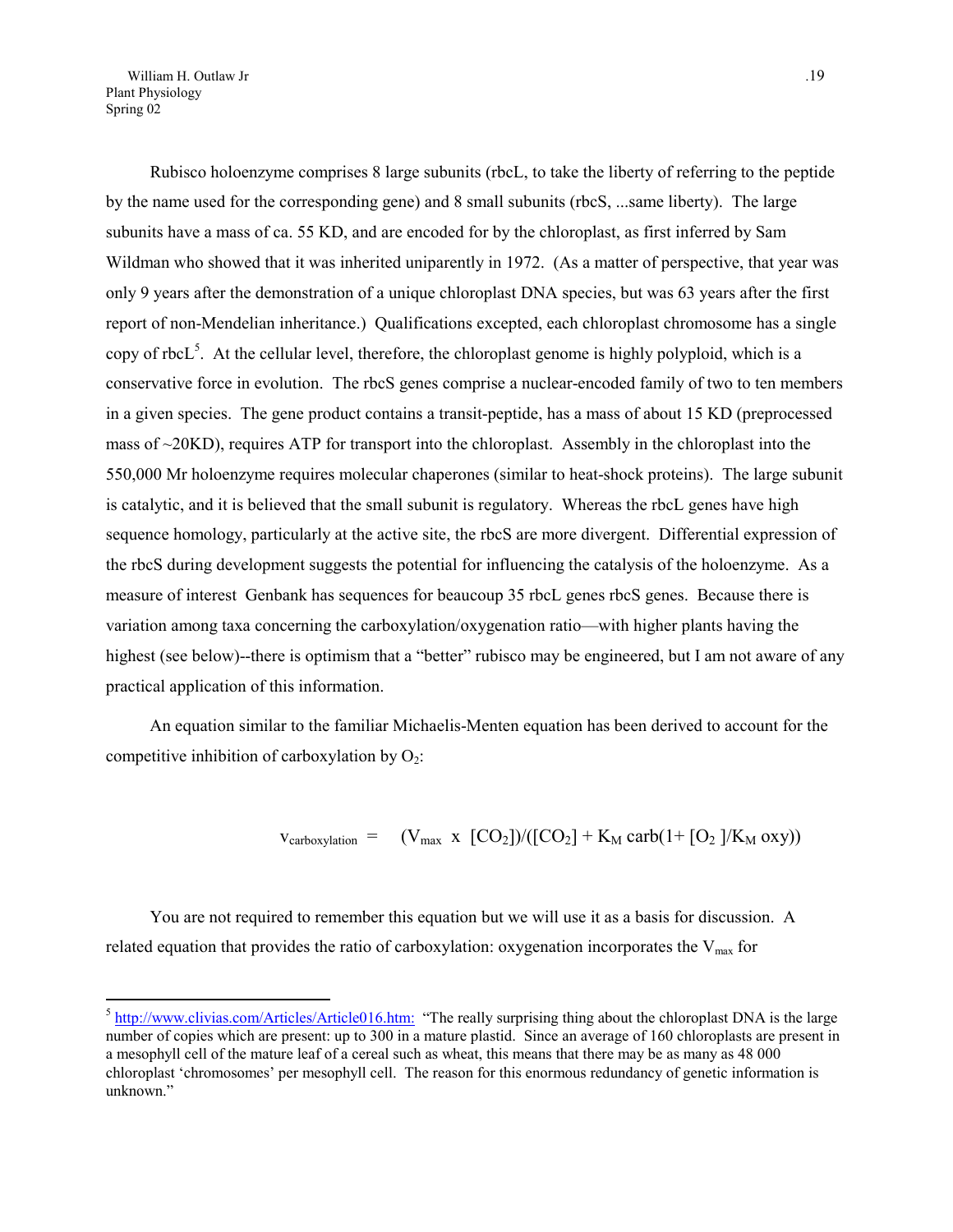Rubisco holoenzyme comprises 8 large subunits (rbcL, to take the liberty of referring to the peptide by the name used for the corresponding gene) and 8 small subunits (rbcS, ...same liberty). The large subunits have a mass of ca. 55 KD, and are encoded for by the chloroplast, as first inferred by Sam Wildman who showed that it was inherited uniparently in 1972. (As a matter of perspective, that year was only 9 years after the demonstration of a unique chloroplast DNA species, but was 63 years after the first report of non-Mendelian inheritance.) Qualifications excepted, each chloroplast chromosome has a single copy of rbcL[5]. At the cellular level, therefore, the chloroplast genome is highly polyploid, which is a conservative force in evolution. The rbcS genes comprise a nuclear-encoded family of two to ten members in a given species. The gene product contains a transit-peptide, has a mass of about 15 KD (preprocessed mass of ~20KD), requires ATP for transport into the chloroplast. Assembly in the chloroplast into the 550,000 Mr holoenzyme requires molecular chaperones (similar to heat-shock proteins). The large subunit is catalytic, and it is believed that the small subunit is regulatory. Whereas the rbcL genes have high sequence homology, particularly at the active site, the rbcS are more divergent. Differential expression of the rbcS during development suggests the potential for influencing the catalysis of the holoenzyme. As a measure of interest Genbank has sequences for beaucoup 35 rbcL genes rbcS genes. Because there is variation among taxa concerning the carboxylation/oxygenation ratio—with higher plants having the highest (see below)--there is optimism that a "better" rubisco may be engineered, but I am not aware of any practical application of this information.

An equation similar to the familiar Michaelis-Menten equation has been derived to account for the competitive inhibition of carboxylation by $O_2$:

$$v_{carboxylation} = (V_{max} \times [CO_2])/([CO_2] + K_M \text{ carb}(1 + [O_2]/K_M \text{ oxy}))$$

You are not required to remember this equation but we will use it as a basis for discussion. A related equation that provides the ratio of carboxylation: oxygenation incorporates the $V_{max}$ for

---

[5] http://www.clivias.com/Articles/Article016.htm: "The really surprising thing about the chloroplast DNA is the large number of copies which are present: up to 300 in a mature plastid. Since an average of 160 chloroplasts are present in a mesophyll cell of the mature leaf of a cereal such as wheat, this means that there may be as many as 48 000 chloroplast 'chromosomes' per mesophyll cell. The reason for this enormous redundancy of genetic information is unknown."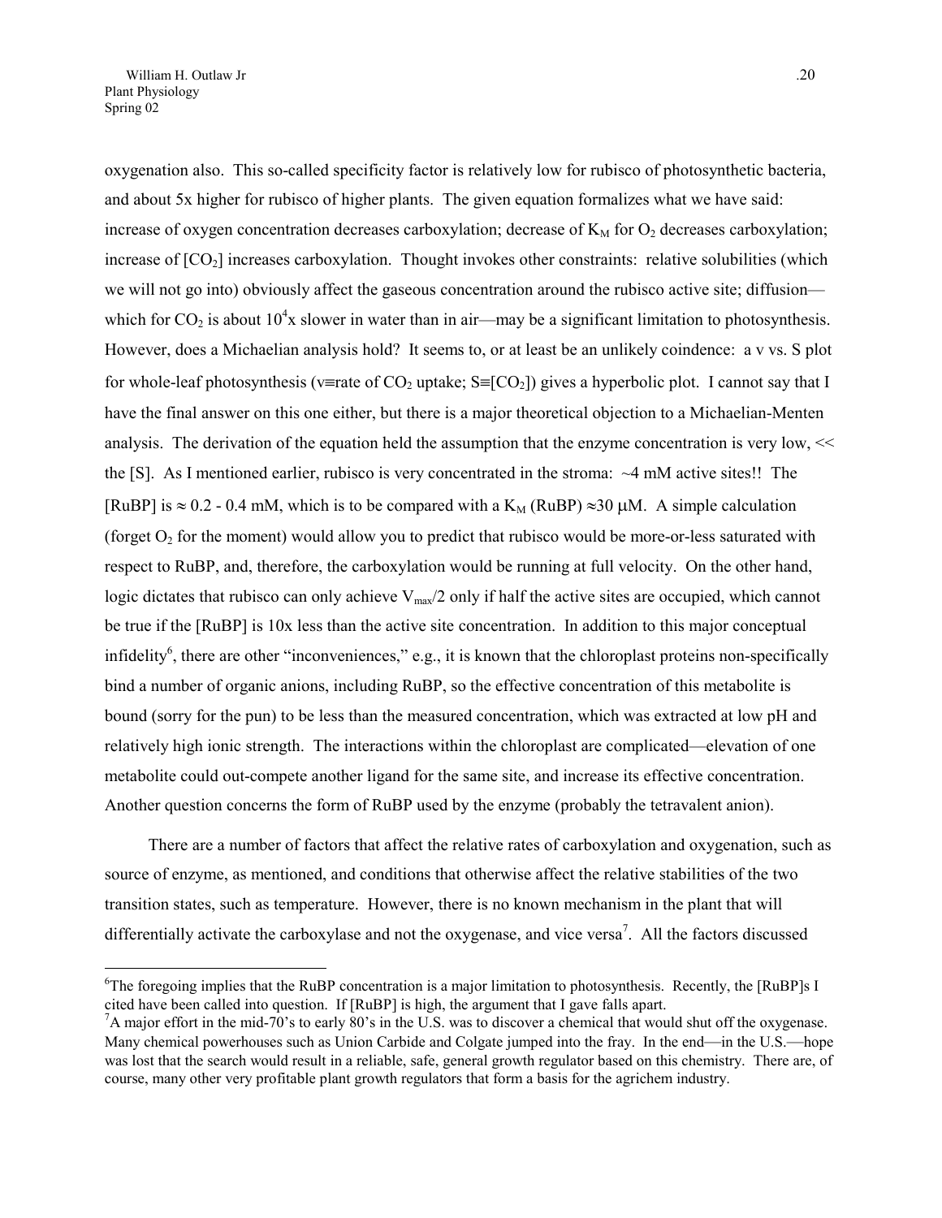oxygenation also. This so-called specificity factor is relatively low for rubisco of photosynthetic bacteria, and about 5x higher for rubisco of higher plants. The given equation formalizes what we have said: increase of oxygen concentration decreases carboxylation; decrease of $K_M$ for $O_2$ decreases carboxylation; increase of $[CO_2]$ increases carboxylation. Thought invokes other constraints: relative solubilities (which we will not go into) obviously affect the gaseous concentration around the rubisco active site; diffusion—which for $CO_2$ is about $10^4$x slower in water than in air—may be a significant limitation to photosynthesis. However, does a Michaelian analysis hold? It seems to, or at least be an unlikely coindence: a v vs. S plot for whole-leaf photosynthesis (v≡rate of $CO_2$ uptake; S≡$[CO_2]$) gives a hyperbolic plot. I cannot say that I have the final answer on this one either, but there is a major theoretical objection to a Michaelian-Menten analysis. The derivation of the equation held the assumption that the enzyme concentration is very low, << the [S]. As I mentioned earlier, rubisco is very concentrated in the stroma: ~4 mM active sites!! The [RuBP] is ≈ 0.2 - 0.4 mM, which is to be compared with a $K_M$ (RuBP) ≈30 μM. A simple calculation (forget $O_2$ for the moment) would allow you to predict that rubisco would be more-or-less saturated with respect to RuBP, and, therefore, the carboxylation would be running at full velocity. On the other hand, logic dictates that rubisco can only achieve $V_{max}/2$ only if half the active sites are occupied, which cannot be true if the [RuBP] is 10x less than the active site concentration. In addition to this major conceptual infidelity[6], there are other "inconveniences," e.g., it is known that the chloroplast proteins non-specifically bind a number of organic anions, including RuBP, so the effective concentration of this metabolite is bound (sorry for the pun) to be less than the measured concentration, which was extracted at low pH and relatively high ionic strength. The interactions within the chloroplast are complicated—elevation of one metabolite could out-compete another ligand for the same site, and increase its effective concentration. Another question concerns the form of RuBP used by the enzyme (probably the tetravalent anion).

There are a number of factors that affect the relative rates of carboxylation and oxygenation, such as source of enzyme, as mentioned, and conditions that otherwise affect the relative stabilities of the two transition states, such as temperature. However, there is no known mechanism in the plant that will differentially activate the carboxylase and not the oxygenase, and vice versa[7]. All the factors discussed

---

[6]The foregoing implies that the RuBP concentration is a major limitation to photosynthesis. Recently, the [RuBP]s I cited have been called into question. If [RuBP] is high, the argument that I gave falls apart.

[7]A major effort in the mid-70's to early 80's in the U.S. was to discover a chemical that would shut off the oxygenase. Many chemical powerhouses such as Union Carbide and Colgate jumped into the fray. In the end—in the U.S.—hope was lost that the search would result in a reliable, safe, general growth regulator based on this chemistry. There are, of course, many other very profitable plant growth regulators that form a basis for the agrichem industry.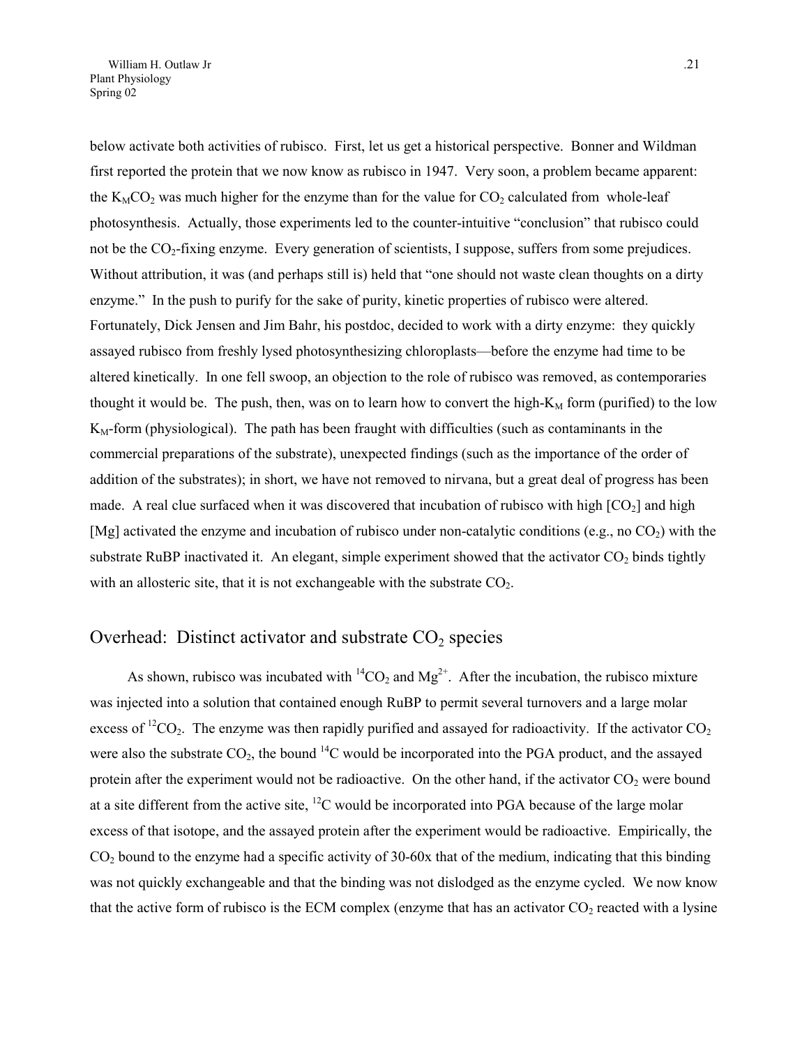below activate both activities of rubisco. First, let us get a historical perspective. Bonner and Wildman first reported the protein that we now know as rubisco in 1947. Very soon, a problem became apparent: the $K_MCO_2$ was much higher for the enzyme than for the value for $CO_2$ calculated from whole-leaf photosynthesis. Actually, those experiments led to the counter-intuitive "conclusion" that rubisco could not be the $CO_2$-fixing enzyme. Every generation of scientists, I suppose, suffers from some prejudices. Without attribution, it was (and perhaps still is) held that "one should not waste clean thoughts on a dirty enzyme." In the push to purify for the sake of purity, kinetic properties of rubisco were altered. Fortunately, Dick Jensen and Jim Bahr, his postdoc, decided to work with a dirty enzyme: they quickly assayed rubisco from freshly lysed photosynthesizing chloroplasts—before the enzyme had time to be altered kinetically. In one fell swoop, an objection to the role of rubisco was removed, as contemporaries thought it would be. The push, then, was on to learn how to convert the high-$K_M$ form (purified) to the low $K_M$-form (physiological). The path has been fraught with difficulties (such as contaminants in the commercial preparations of the substrate), unexpected findings (such as the importance of the order of addition of the substrates); in short, we have not removed to nirvana, but a great deal of progress has been made. A real clue surfaced when it was discovered that incubation of rubisco with high [$CO_2$] and high [Mg] activated the enzyme and incubation of rubisco under non-catalytic conditions (e.g., no $CO_2$) with the substrate RuBP inactivated it. An elegant, simple experiment showed that the activator $CO_2$ binds tightly with an allosteric site, that it is not exchangeable with the substrate $CO_2$.

## Overhead: Distinct activator and substrate $CO_2$ species

As shown, rubisco was incubated with $^{14}CO_2$ and $Mg^{2+}$. After the incubation, the rubisco mixture was injected into a solution that contained enough RuBP to permit several turnovers and a large molar excess of $^{12}CO_2$. The enzyme was then rapidly purified and assayed for radioactivity. If the activator $CO_2$ were also the substrate $CO_2$, the bound $^{14}C$ would be incorporated into the PGA product, and the assayed protein after the experiment would not be radioactive. On the other hand, if the activator $CO_2$ were bound at a site different from the active site, $^{12}C$ would be incorporated into PGA because of the large molar excess of that isotope, and the assayed protein after the experiment would be radioactive. Empirically, the $CO_2$ bound to the enzyme had a specific activity of 30-60x that of the medium, indicating that this binding was not quickly exchangeable and that the binding was not dislodged as the enzyme cycled. We now know that the active form of rubisco is the ECM complex (enzyme that has an activator $CO_2$ reacted with a lysine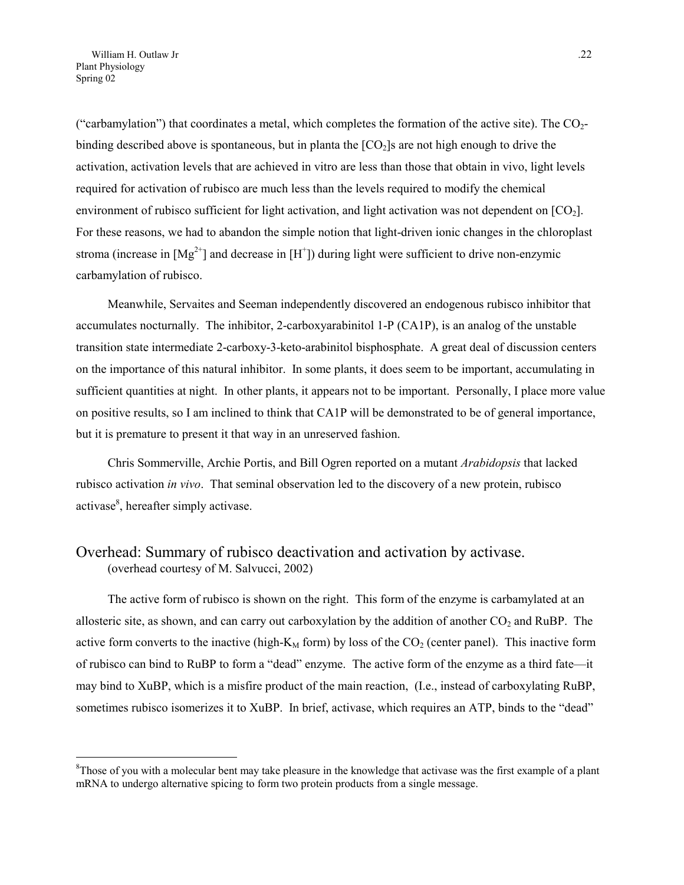("carbamylation") that coordinates a metal, which completes the formation of the active site). The $CO_2$-binding described above is spontaneous, but in planta the [$CO_2$]s are not high enough to drive the activation, activation levels that are achieved in vitro are less than those that obtain in vivo, light levels required for activation of rubisco are much less than the levels required to modify the chemical environment of rubisco sufficient for light activation, and light activation was not dependent on [$CO_2$]. For these reasons, we had to abandon the simple notion that light-driven ionic changes in the chloroplast stroma (increase in [$Mg^{2+}$] and decrease in [$H^+$]) during light were sufficient to drive non-enzymic carbamylation of rubisco.

Meanwhile, Servaites and Seeman independently discovered an endogenous rubisco inhibitor that accumulates nocturnally. The inhibitor, 2-carboxyarabinitol 1-P (CA1P), is an analog of the unstable transition state intermediate 2-carboxy-3-keto-arabinitol bisphosphate. A great deal of discussion centers on the importance of this natural inhibitor. In some plants, it does seem to be important, accumulating in sufficient quantities at night. In other plants, it appears not to be important. Personally, I place more value on positive results, so I am inclined to think that CA1P will be demonstrated to be of general importance, but it is premature to present it that way in an unreserved fashion.

Chris Sommerville, Archie Portis, and Bill Ogren reported on a mutant *Arabidopsis* that lacked rubisco activation *in vivo*. That seminal observation led to the discovery of a new protein, rubisco activase[8], hereafter simply activase.

## Overhead: Summary of rubisco deactivation and activation by activase.

(overhead courtesy of M. Salvucci, 2002)

The active form of rubisco is shown on the right. This form of the enzyme is carbamylated at an allosteric site, as shown, and can carry out carboxylation by the addition of another $CO_2$ and RuBP. The active form converts to the inactive (high-$K_M$ form) by loss of the $CO_2$ (center panel). This inactive form of rubisco can bind to RuBP to form a "dead" enzyme. The active form of the enzyme as a third fate—it may bind to XuBP, which is a misfire product of the main reaction, (I.e., instead of carboxylating RuBP, sometimes rubisco isomerizes it to XuBP. In brief, activase, which requires an ATP, binds to the "dead"

[8] Those of you with a molecular bent may take pleasure in the knowledge that activase was the first example of a plant mRNA to undergo alternative spicing to form two protein products from a single message.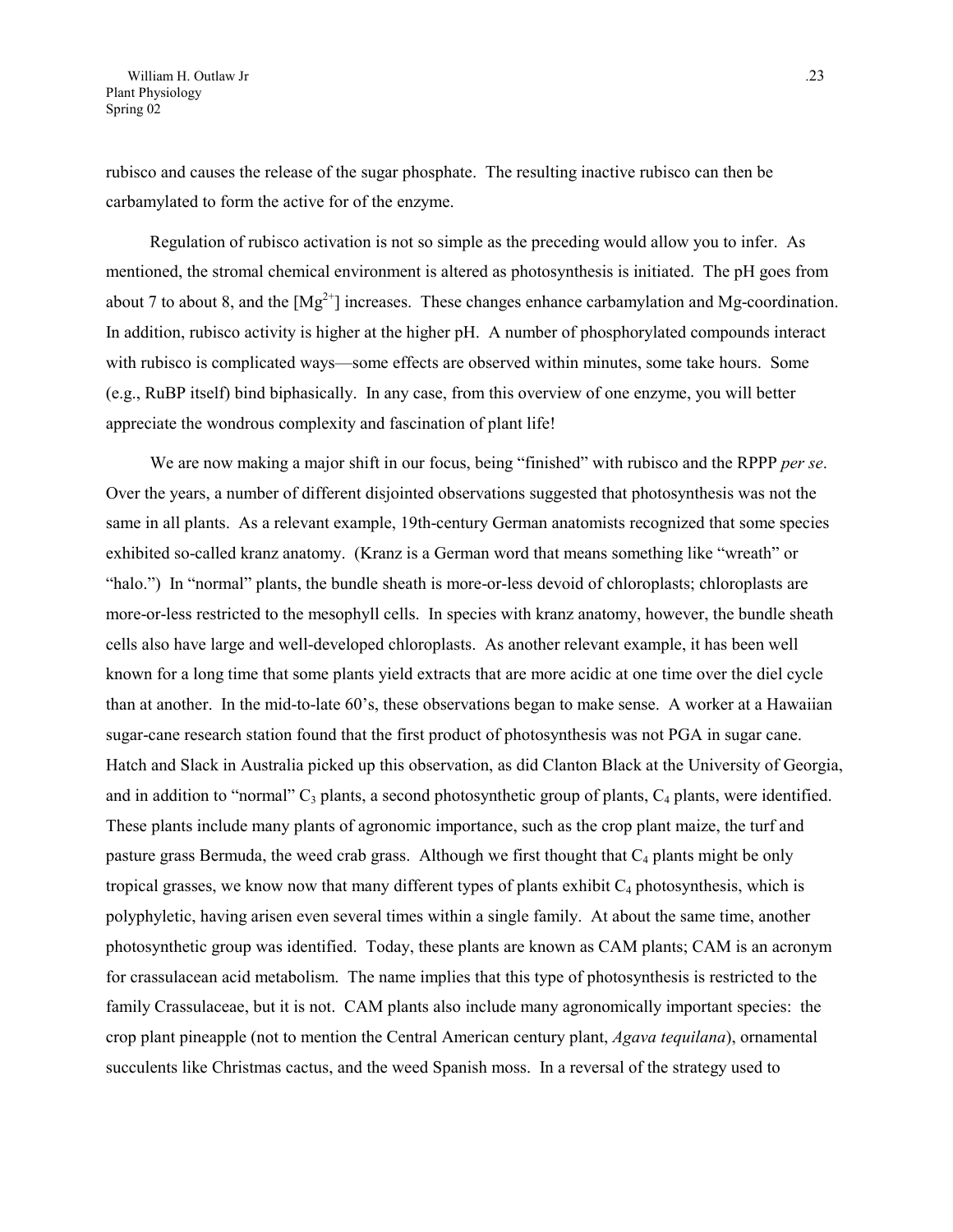rubisco and causes the release of the sugar phosphate. The resulting inactive rubisco can then be carbamylated to form the active for of the enzyme.

Regulation of rubisco activation is not so simple as the preceding would allow you to infer. As mentioned, the stromal chemical environment is altered as photosynthesis is initiated. The pH goes from about 7 to about 8, and the [$Mg^{2+}$] increases. These changes enhance carbamylation and Mg-coordination. In addition, rubisco activity is higher at the higher pH. A number of phosphorylated compounds interact with rubisco is complicated ways—some effects are observed within minutes, some take hours. Some (e.g., RuBP itself) bind biphasically. In any case, from this overview of one enzyme, you will better appreciate the wondrous complexity and fascination of plant life!

We are now making a major shift in our focus, being "finished" with rubisco and the RPPP *per se*. Over the years, a number of different disjointed observations suggested that photosynthesis was not the same in all plants. As a relevant example, 19th-century German anatomists recognized that some species exhibited so-called kranz anatomy. (Kranz is a German word that means something like "wreath" or "halo.") In "normal" plants, the bundle sheath is more-or-less devoid of chloroplasts; chloroplasts are more-or-less restricted to the mesophyll cells. In species with kranz anatomy, however, the bundle sheath cells also have large and well-developed chloroplasts. As another relevant example, it has been well known for a long time that some plants yield extracts that are more acidic at one time over the diel cycle than at another. In the mid-to-late 60's, these observations began to make sense. A worker at a Hawaiian sugar-cane research station found that the first product of photosynthesis was not PGA in sugar cane. Hatch and Slack in Australia picked up this observation, as did Clanton Black at the University of Georgia, and in addition to "normal" $C_3$ plants, a second photosynthetic group of plants, $C_4$ plants, were identified. These plants include many plants of agronomic importance, such as the crop plant maize, the turf and pasture grass Bermuda, the weed crab grass. Although we first thought that $C_4$ plants might be only tropical grasses, we know now that many different types of plants exhibit $C_4$ photosynthesis, which is polyphyletic, having arisen even several times within a single family. At about the same time, another photosynthetic group was identified. Today, these plants are known as CAM plants; CAM is an acronym for crassulacean acid metabolism. The name implies that this type of photosynthesis is restricted to the family Crassulaceae, but it is not. CAM plants also include many agronomically important species: the crop plant pineapple (not to mention the Central American century plant, *Agava tequilana*), ornamental succulents like Christmas cactus, and the weed Spanish moss. In a reversal of the strategy used to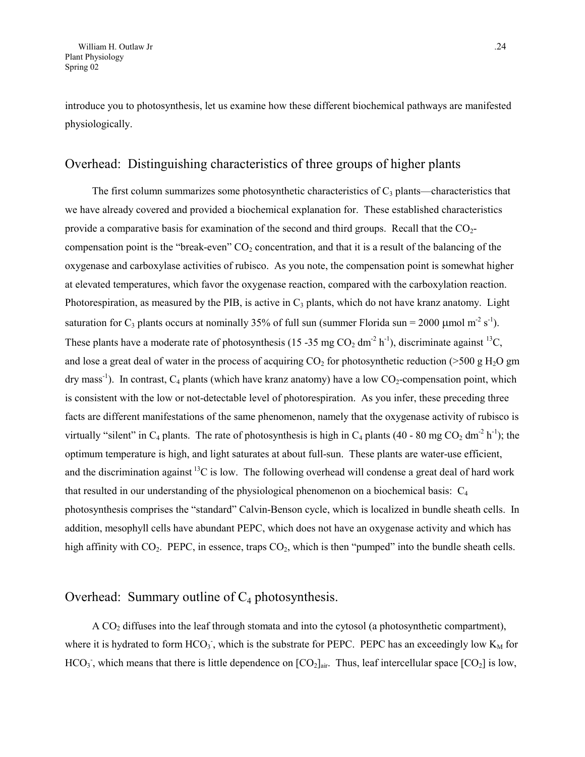introduce you to photosynthesis, let us examine how these different biochemical pathways are manifested physiologically.

## Overhead: Distinguishing characteristics of three groups of higher plants

The first column summarizes some photosynthetic characteristics of $C_3$ plants—characteristics that we have already covered and provided a biochemical explanation for. These established characteristics provide a comparative basis for examination of the second and third groups. Recall that the $CO_2$-compensation point is the "break-even" $CO_2$ concentration, and that it is a result of the balancing of the oxygenase and carboxylase activities of rubisco. As you note, the compensation point is somewhat higher at elevated temperatures, which favor the oxygenase reaction, compared with the carboxylation reaction. Photorespiration, as measured by the PIB, is active in $C_3$ plants, which do not have kranz anatomy. Light saturation for $C_3$ plants occurs at nominally 35% of full sun (summer Florida sun = 2000 μmol $m^{-2}$ $s^{-1}$). These plants have a moderate rate of photosynthesis (15 -35 mg $CO_2$ $dm^{-2}$ $h^{-1}$), discriminate against $^{13}C$, and lose a great deal of water in the process of acquiring $CO_2$ for photosynthetic reduction (>500 g $H_2O$ gm dry $mass^{-1}$). In contrast, $C_4$ plants (which have kranz anatomy) have a low $CO_2$-compensation point, which is consistent with the low or not-detectable level of photorespiration. As you infer, these preceding three facts are different manifestations of the same phenomenon, namely that the oxygenase activity of rubisco is virtually "silent" in $C_4$ plants. The rate of photosynthesis is high in $C_4$ plants (40 - 80 mg $CO_2$ $dm^{-2}$ $h^{-1}$); the optimum temperature is high, and light saturates at about full-sun. These plants are water-use efficient, and the discrimination against $^{13}C$ is low. The following overhead will condense a great deal of hard work that resulted in our understanding of the physiological phenomenon on a biochemical basis: $C_4$ photosynthesis comprises the "standard" Calvin-Benson cycle, which is localized in bundle sheath cells. In addition, mesophyll cells have abundant PEPC, which does not have an oxygenase activity and which has high affinity with $CO_2$. PEPC, in essence, traps $CO_2$, which is then "pumped" into the bundle sheath cells.

## Overhead: Summary outline of $C_4$ photosynthesis.

A $CO_2$ diffuses into the leaf through stomata and into the cytosol (a photosynthetic compartment), where it is hydrated to form $HCO_3^-$, which is the substrate for PEPC. PEPC has an exceedingly low $K_M$ for $HCO_3^-$, which means that there is little dependence on $[CO_2]_{air}$. Thus, leaf intercellular space $[CO_2]$ is low,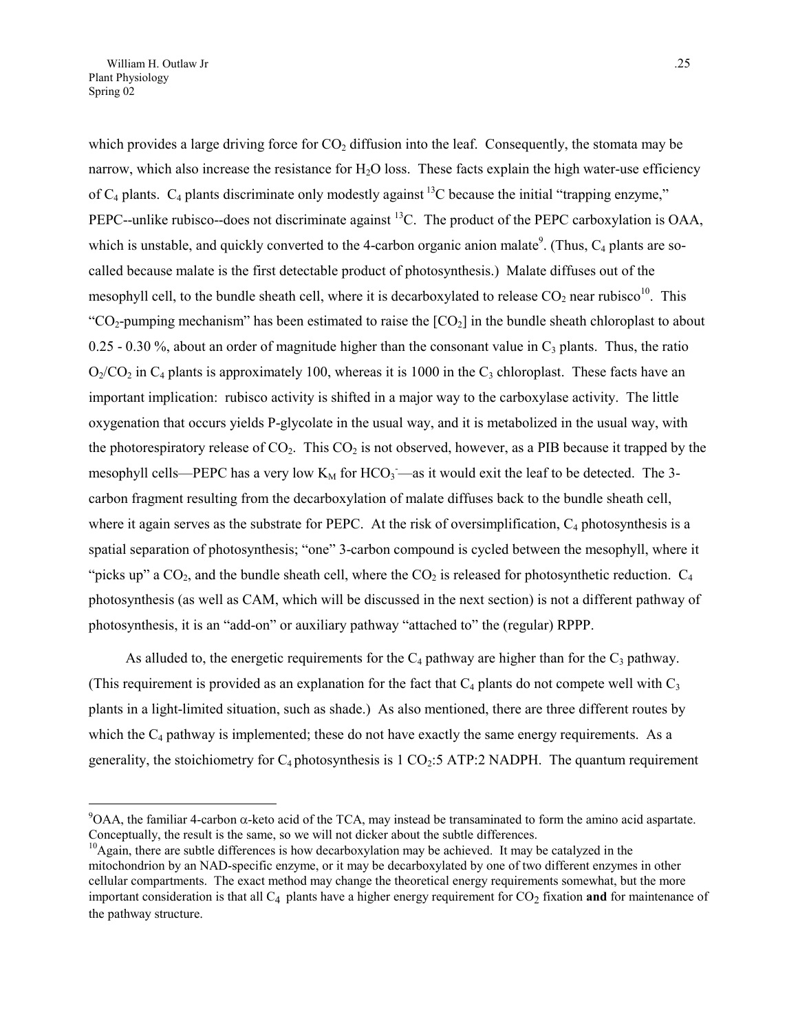which provides a large driving force for $CO_2$ diffusion into the leaf. Consequently, the stomata may be narrow, which also increase the resistance for $H_2O$ loss. These facts explain the high water-use efficiency of $C_4$ plants. $C_4$ plants discriminate only modestly against $^{13}C$ because the initial "trapping enzyme," PEPC--unlike rubisco--does not discriminate against $^{13}C$. The product of the PEPC carboxylation is OAA, which is unstable, and quickly converted to the 4-carbon organic anion malate[9]. (Thus, $C_4$ plants are so-called because malate is the first detectable product of photosynthesis.) Malate diffuses out of the mesophyll cell, to the bundle sheath cell, where it is decarboxylated to release $CO_2$ near rubisco[10]. This "$CO_2$-pumping mechanism" has been estimated to raise the $[CO_2]$ in the bundle sheath chloroplast to about 0.25 - 0.30 %, about an order of magnitude higher than the consonant value in $C_3$ plants. Thus, the ratio $O_2/CO_2$ in $C_4$ plants is approximately 100, whereas it is 1000 in the $C_3$ chloroplast. These facts have an important implication: rubisco activity is shifted in a major way to the carboxylase activity. The little oxygenation that occurs yields P-glycolate in the usual way, and it is metabolized in the usual way, with the photorespiratory release of $CO_2$. This $CO_2$ is not observed, however, as a PIB because it trapped by the mesophyll cells—PEPC has a very low $K_M$ for $HCO_3^-$—as it would exit the leaf to be detected. The 3-carbon fragment resulting from the decarboxylation of malate diffuses back to the bundle sheath cell, where it again serves as the substrate for PEPC. At the risk of oversimplification, $C_4$ photosynthesis is a spatial separation of photosynthesis; "one" 3-carbon compound is cycled between the mesophyll, where it "picks up" a $CO_2$, and the bundle sheath cell, where the $CO_2$ is released for photosynthetic reduction. $C_4$ photosynthesis (as well as CAM, which will be discussed in the next section) is not a different pathway of photosynthesis, it is an "add-on" or auxiliary pathway "attached to" the (regular) RPPP.

As alluded to, the energetic requirements for the $C_4$ pathway are higher than for the $C_3$ pathway. (This requirement is provided as an explanation for the fact that $C_4$ plants do not compete well with $C_3$ plants in a light-limited situation, such as shade.) As also mentioned, there are three different routes by which the $C_4$ pathway is implemented; these do not have exactly the same energy requirements. As a generality, the stoichiometry for $C_4$ photosynthesis is 1 $CO_2$:5 ATP:2 NADPH. The quantum requirement

---

[9]OAA, the familiar 4-carbon α-keto acid of the TCA, may instead be transaminated to form the amino acid aspartate. Conceptually, the result is the same, so we will not dicker about the subtle differences.

[10]Again, there are subtle differences is how decarboxylation may be achieved. It may be catalyzed in the mitochondrion by an NAD-specific enzyme, or it may be decarboxylated by one of two different enzymes in other cellular compartments. The exact method may change the theoretical energy requirements somewhat, but the more important consideration is that all $C_4$ plants have a higher energy requirement for $CO_2$ fixation **and** for maintenance of the pathway structure.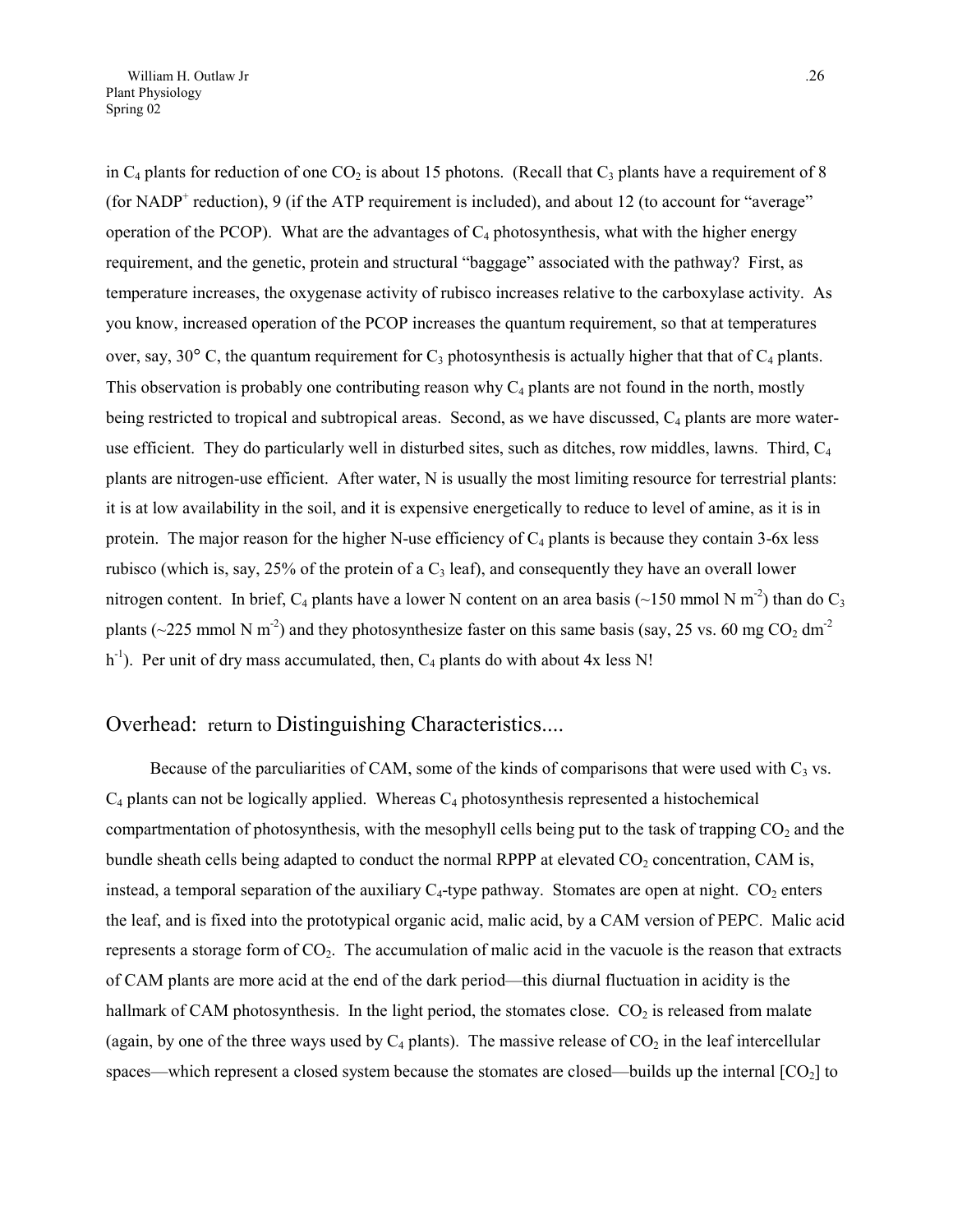in $C_4$ plants for reduction of one $CO_2$ is about 15 photons. (Recall that $C_3$ plants have a requirement of 8 (for $NADP^+$ reduction), 9 (if the ATP requirement is included), and about 12 (to account for "average" operation of the PCOP). What are the advantages of $C_4$ photosynthesis, what with the higher energy requirement, and the genetic, protein and structural "baggage" associated with the pathway? First, as temperature increases, the oxygenase activity of rubisco increases relative to the carboxylase activity. As you know, increased operation of the PCOP increases the quantum requirement, so that at temperatures over, say, 30° C, the quantum requirement for $C_3$ photosynthesis is actually higher that that of $C_4$ plants. This observation is probably one contributing reason why $C_4$ plants are not found in the north, mostly being restricted to tropical and subtropical areas. Second, as we have discussed, $C_4$ plants are more water-use efficient. They do particularly well in disturbed sites, such as ditches, row middles, lawns. Third, $C_4$ plants are nitrogen-use efficient. After water, N is usually the most limiting resource for terrestrial plants: it is at low availability in the soil, and it is expensive energetically to reduce to level of amine, as it is in protein. The major reason for the higher N-use efficiency of $C_4$ plants is because they contain 3-6x less rubisco (which is, say, 25% of the protein of a $C_3$ leaf), and consequently they have an overall lower nitrogen content. In brief, $C_4$ plants have a lower N content on an area basis (~150 mmol N $m^{-2}$) than do $C_3$ plants (~225 mmol N $m^{-2}$) and they photosynthesize faster on this same basis (say, 25 vs. 60 mg $CO_2$ $dm^{-2}$ $h^{-1}$). Per unit of dry mass accumulated, then, $C_4$ plants do with about 4x less N!

## Overhead: return to Distinguishing Characteristics....

Because of the parculiarities of CAM, some of the kinds of comparisons that were used with $C_3$ vs. $C_4$ plants can not be logically applied. Whereas $C_4$ photosynthesis represented a histochemical compartmentation of photosynthesis, with the mesophyll cells being put to the task of trapping $CO_2$ and the bundle sheath cells being adapted to conduct the normal RPPP at elevated $CO_2$ concentration, CAM is, instead, a temporal separation of the auxiliary $C_4$-type pathway. Stomates are open at night. $CO_2$ enters the leaf, and is fixed into the prototypical organic acid, malic acid, by a CAM version of PEPC. Malic acid represents a storage form of $CO_2$. The accumulation of malic acid in the vacuole is the reason that extracts of CAM plants are more acid at the end of the dark period—this diurnal fluctuation in acidity is the hallmark of CAM photosynthesis. In the light period, the stomates close. $CO_2$ is released from malate (again, by one of the three ways used by $C_4$ plants). The massive release of $CO_2$ in the leaf intercellular spaces—which represent a closed system because the stomates are closed—builds up the internal [$CO_2$] to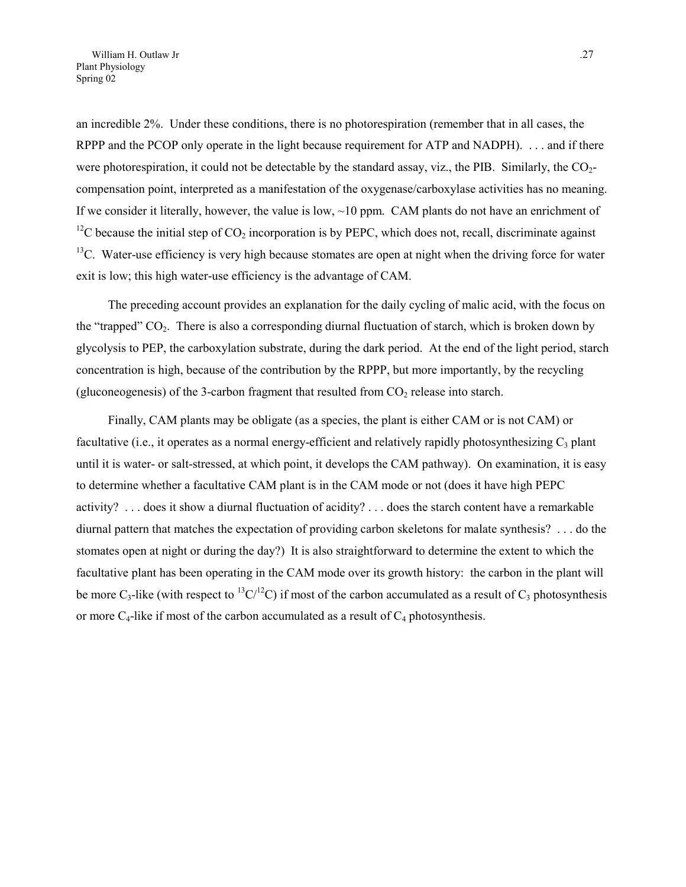an incredible 2%. Under these conditions, there is no photorespiration (remember that in all cases, the RPPP and the PCOP only operate in the light because requirement for ATP and NADPH). . . . and if there were photorespiration, it could not be detectable by the standard assay, viz., the PIB. Similarly, the $CO_2$-compensation point, interpreted as a manifestation of the oxygenase/carboxylase activities has no meaning. If we consider it literally, however, the value is low, ~10 ppm. CAM plants do not have an enrichment of $^{12}C$ because the initial step of $CO_2$ incorporation is by PEPC, which does not, recall, discriminate against $^{13}C$. Water-use efficiency is very high because stomates are open at night when the driving force for water exit is low; this high water-use efficiency is the advantage of CAM.

The preceding account provides an explanation for the daily cycling of malic acid, with the focus on the "trapped" $CO_2$. There is also a corresponding diurnal fluctuation of starch, which is broken down by glycolysis to PEP, the carboxylation substrate, during the dark period. At the end of the light period, starch concentration is high, because of the contribution by the RPPP, but more importantly, by the recycling (gluconeogenesis) of the 3-carbon fragment that resulted from $CO_2$ release into starch.

Finally, CAM plants may be obligate (as a species, the plant is either CAM or is not CAM) or facultative (i.e., it operates as a normal energy-efficient and relatively rapidly photosynthesizing $C_3$ plant until it is water- or salt-stressed, at which point, it develops the CAM pathway). On examination, it is easy to determine whether a facultative CAM plant is in the CAM mode or not (does it have high PEPC activity? . . . does it show a diurnal fluctuation of acidity? . . . does the starch content have a remarkable diurnal pattern that matches the expectation of providing carbon skeletons for malate synthesis? . . . do the stomates open at night or during the day?) It is also straightforward to determine the extent to which the facultative plant has been operating in the CAM mode over its growth history: the carbon in the plant will be more $C_3$-like (with respect to $^{13}C/^{12}C$) if most of the carbon accumulated as a result of $C_3$ photosynthesis or more $C_4$-like if most of the carbon accumulated as a result of $C_4$ photosynthesis.